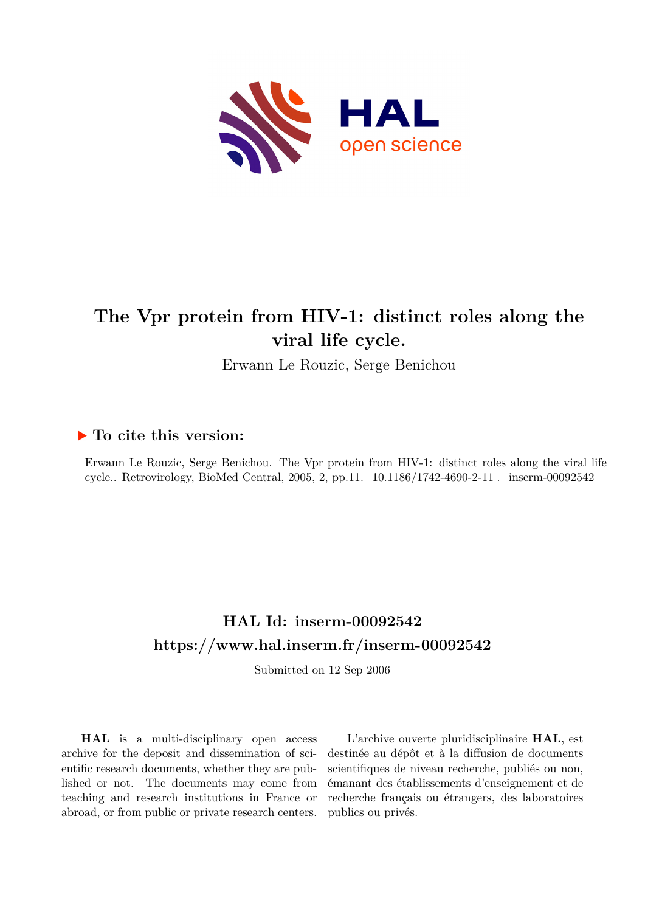# The Vpr protein from HIV-1: distinct roles along the viral life cycle.

Erwann Le Rouzic, Serge Benichou

## ▶ To cite this version:

Erwann Le Rouzic, Serge Benichou. The Vpr protein from HIV-1: distinct roles along the viral life cycle.. Retrovirology, BioMed Central, 2005, 2, pp.11. 10.1186/1742-4690-2-11 . inserm-00092542

## HAL Id: inserm-00092542

## https://www.hal.inserm.fr/inserm-00092542

Submitted on 12 Sep 2006

**HAL** is a multi-disciplinary open access archive for the deposit and dissemination of scientific research documents, whether they are published or not. The documents may come from teaching and research institutions in France or abroad, or from public or private research centers.

L'archive ouverte pluridisciplinaire **HAL**, est destinée au dépôt et à la diffusion de documents scientifiques de niveau recherche, publiés ou non, émanant des établissements d'enseignement et de recherche français ou étrangers, des laboratoires publics ou privés.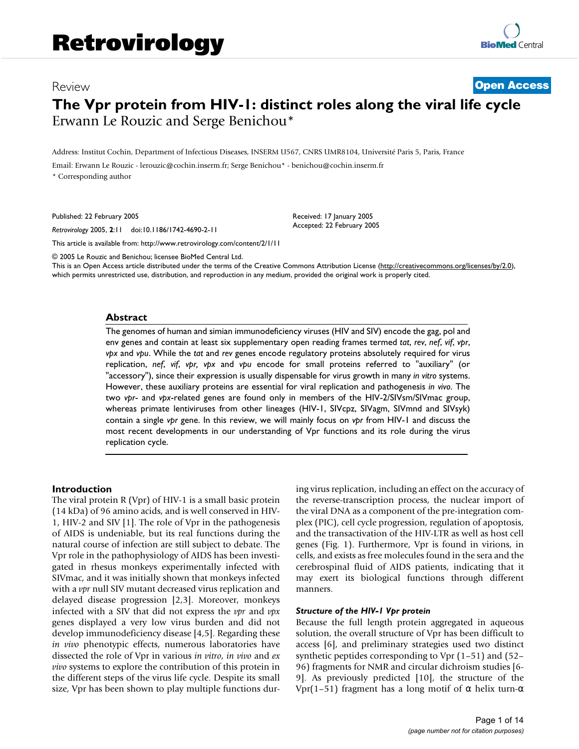# Retrovirology

Review

**Open Access**

# The Vpr protein from HIV-1: distinct roles along the viral life cycle

Erwann Le Rouzic and Serge Benichou*

Address: Institut Cochin, Department of Infectious Diseases, INSERM U567, CNRS UMR8104, Université Paris 5, Paris, France

Email: Erwann Le Rouzic - lerouzic@cochin.inserm.fr; Serge Benichou* - benichou@cochin.inserm.fr

* Corresponding author

Published: 22 February 2005

*Retrovirology* 2005, **2**:11 doi:10.1186/1742-4690-2-11

Received: 17 January 2005
Accepted: 22 February 2005

This article is available from: http://www.retrovirology.com/content/2/1/11

© 2005 Le Rouzic and Benichou; licensee BioMed Central Ltd.
This is an Open Access article distributed under the terms of the Creative Commons Attribution License (http://creativecommons.org/licenses/by/2.0), which permits unrestricted use, distribution, and reproduction in any medium, provided the original work is properly cited.

## Abstract

The genomes of human and simian immunodeficiency viruses (HIV and SIV) encode the gag, pol and env genes and contain at least six supplementary open reading frames termed *tat*, *rev*, *nef*, *vif*, *vpr*, *vpx* and *vpu*. While the *tat* and *rev* genes encode regulatory proteins absolutely required for virus replication, *nef*, *vif*, *vpr*, *vpx* and *vpu* encode small proteins referred to "auxiliary" (or "accessory"), since their expression is usually dispensable for virus growth in many *in vitro* systems. However, these auxiliary proteins are essential for viral replication and pathogenesis *in vivo*. The two *vpr*- and *vpx*-related genes are found only in members of the HIV-2/SIVsm/SIVmac group, whereas primate lentiviruses from other lineages (HIV-1, SIVcpz, SIVagm, SIVmnd and SIVsyk) contain a single *vpr* gene. In this review, we will mainly focus on *vpr* from HIV-1 and discuss the most recent developments in our understanding of Vpr functions and its role during the virus replication cycle.

## Introduction

The viral protein R (Vpr) of HIV-1 is a small basic protein (14 kDa) of 96 amino acids, and is well conserved in HIV-1, HIV-2 and SIV [1]. The role of Vpr in the pathogenesis of AIDS is undeniable, but its real functions during the natural course of infection are still subject to debate. The Vpr role in the pathophysiology of AIDS has been investigated in rhesus monkeys experimentally infected with SIVmac, and it was initially shown that monkeys infected with a *vpr* null SIV mutant decreased virus replication and delayed disease progression [2,3]. Moreover, monkeys infected with a SIV that did not express the *vpr* and *vpx* genes displayed a very low virus burden and did not develop immunodeficiency disease [4,5]. Regarding these *in vivo* phenotypic effects, numerous laboratories have dissected the role of Vpr in various *in vitro*, *in vivo* and *ex vivo* systems to explore the contribution of this protein in the different steps of the virus life cycle. Despite its small size, Vpr has been shown to play multiple functions during virus replication, including an effect on the accuracy of the reverse-transcription process, the nuclear import of the viral DNA as a component of the pre-integration complex (PIC), cell cycle progression, regulation of apoptosis, and the transactivation of the HIV-LTR as well as host cell genes (Fig. 1). Furthermore, Vpr is found in virions, in cells, and exists as free molecules found in the sera and the cerebrospinal fluid of AIDS patients, indicating that it may exert its biological functions through different manners.

### *Structure of the HIV-1 Vpr protein*

Because the full length protein aggregated in aqueous solution, the overall structure of Vpr has been difficult to access [6], and preliminary strategies used two distinct synthetic peptides corresponding to Vpr (1–51) and (52–96) fragments for NMR and circular dichroism studies [6-9]. As previously predicted [10], the structure of the Vpr(1–51) fragment has a long motif of α helix turn-α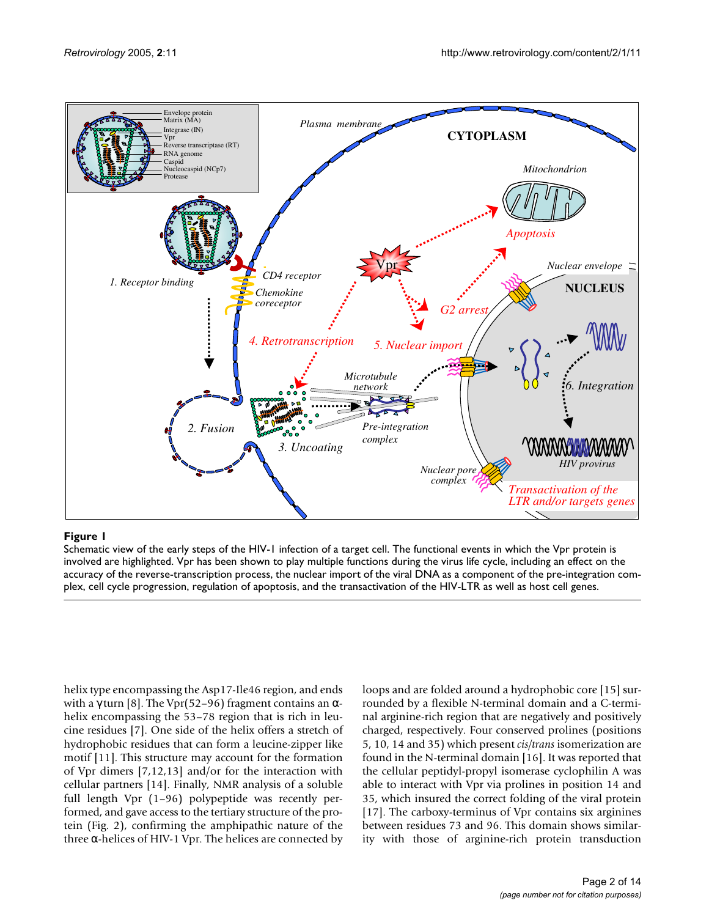**Figure 1**

Schematic view of the early steps of the HIV-1 infection of a target cell. The functional events in which the Vpr protein is involved are highlighted. Vpr has been shown to play multiple functions during the virus life cycle, including an effect on the accuracy of the reverse-transcription process, the nuclear import of the viral DNA as a component of the pre-integration complex, cell cycle progression, regulation of apoptosis, and the transactivation of the HIV-LTR as well as host cell genes.

helix type encompassing the Asp17-Ile46 region, and ends with a γ turn [8]. The Vpr(52–96) fragment contains an α-helix encompassing the 53–78 region that is rich in leucine residues [7]. One side of the helix offers a stretch of hydrophobic residues that can form a leucine-zipper like motif [11]. This structure may account for the formation of Vpr dimers [7,12,13] and/or for the interaction with cellular partners [14]. Finally, NMR analysis of a soluble full length Vpr (1–96) polypeptide was recently performed, and gave access to the tertiary structure of the protein (Fig. 2), confirming the amphipathic nature of the three α-helices of HIV-1 Vpr. The helices are connected by loops and are folded around a hydrophobic core [15] surrounded by a flexible N-terminal domain and a C-terminal arginine-rich region that are negatively and positively charged, respectively. Four conserved prolines (positions 5, 10, 14 and 35) which present *cis/trans* isomerization are found in the N-terminal domain [16]. It was reported that the cellular peptidyl-propyl isomerase cyclophilin A was able to interact with Vpr via prolines in position 14 and 35, which insured the correct folding of the viral protein [17]. The carboxy-terminus of Vpr contains six arginines between residues 73 and 96. This domain shows similarity with those of arginine-rich protein transduction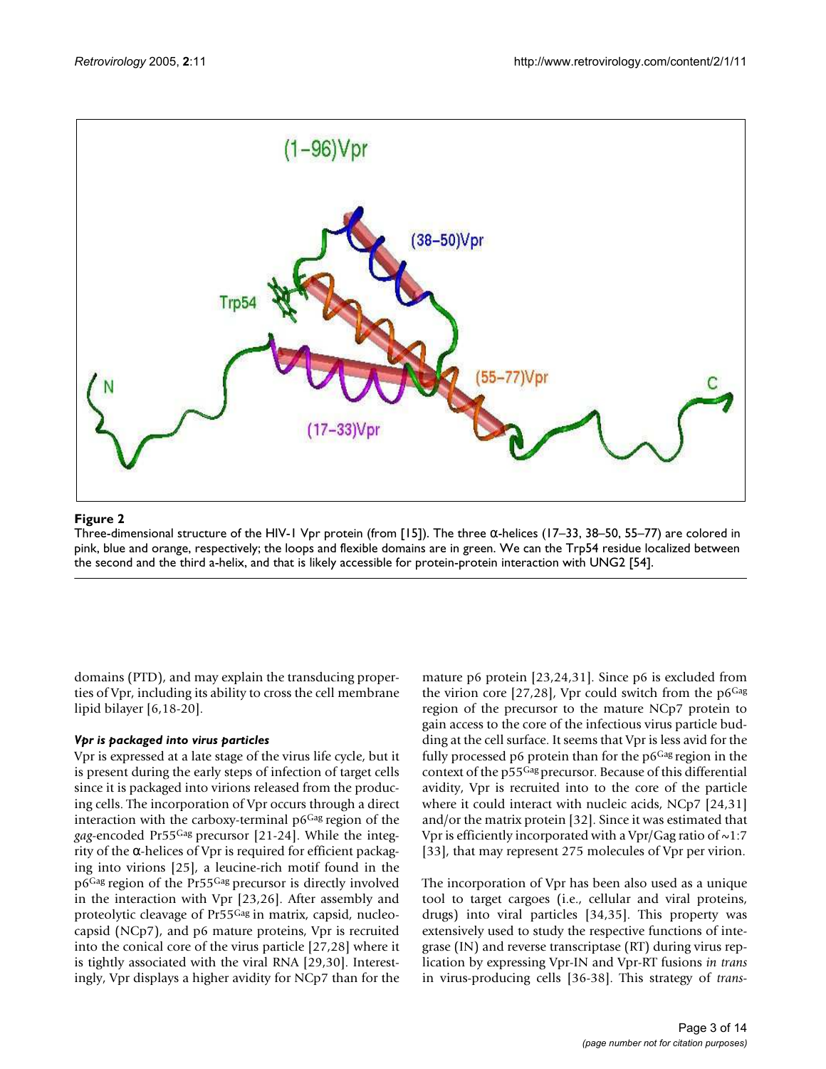**Figure 2**

Three-dimensional structure of the HIV-1 Vpr protein (from [15]). The three α-helices (17–33, 38–50, 55–77) are colored in pink, blue and orange, respectively; the loops and flexible domains are in green. We can the Trp54 residue localized between the second and the third a-helix, and that is likely accessible for protein-protein interaction with UNG2 [54].

domains (PTD), and may explain the transducing properties of Vpr, including its ability to cross the cell membrane lipid bilayer [6,18-20].

### *Vpr is packaged into virus particles*

Vpr is expressed at a late stage of the virus life cycle, but it is present during the early steps of infection of target cells since it is packaged into virions released from the producing cells. The incorporation of Vpr occurs through a direct interaction with the carboxy-terminal p6[Gag] region of the *gag*-encoded Pr55[Gag] precursor [21-24]. While the integrity of the α-helices of Vpr is required for efficient packaging into virions [25], a leucine-rich motif found in the p6[Gag] region of the Pr55[Gag] precursor is directly involved in the interaction with Vpr [23,26]. After assembly and proteolytic cleavage of Pr55[Gag] in matrix, capsid, nucleocapsid (NCp7), and p6 mature proteins, Vpr is recruited into the conical core of the virus particle [27,28] where it is tightly associated with the viral RNA [29,30]. Interestingly, Vpr displays a higher avidity for NCp7 than for the mature p6 protein [23,24,31]. Since p6 is excluded from the virion core [27,28], Vpr could switch from the p6[Gag] region of the precursor to the mature NCp7 protein to gain access to the core of the infectious virus particle budding at the cell surface. It seems that Vpr is less avid for the fully processed p6 protein than for the p6[Gag] region in the context of the p55[Gag] precursor. Because of this differential avidity, Vpr is recruited into to the core of the particle where it could interact with nucleic acids, NCp7 [24,31] and/or the matrix protein [32]. Since it was estimated that Vpr is efficiently incorporated with a Vpr/Gag ratio of ~1:7 [33], that may represent 275 molecules of Vpr per virion.

The incorporation of Vpr has been also used as a unique tool to target cargoes (i.e., cellular and viral proteins, drugs) into viral particles [34,35]. This property was extensively used to study the respective functions of integrase (IN) and reverse transcriptase (RT) during virus replication by expressing Vpr-IN and Vpr-RT fusions *in trans* in virus-producing cells [36-38]. This strategy of *trans-*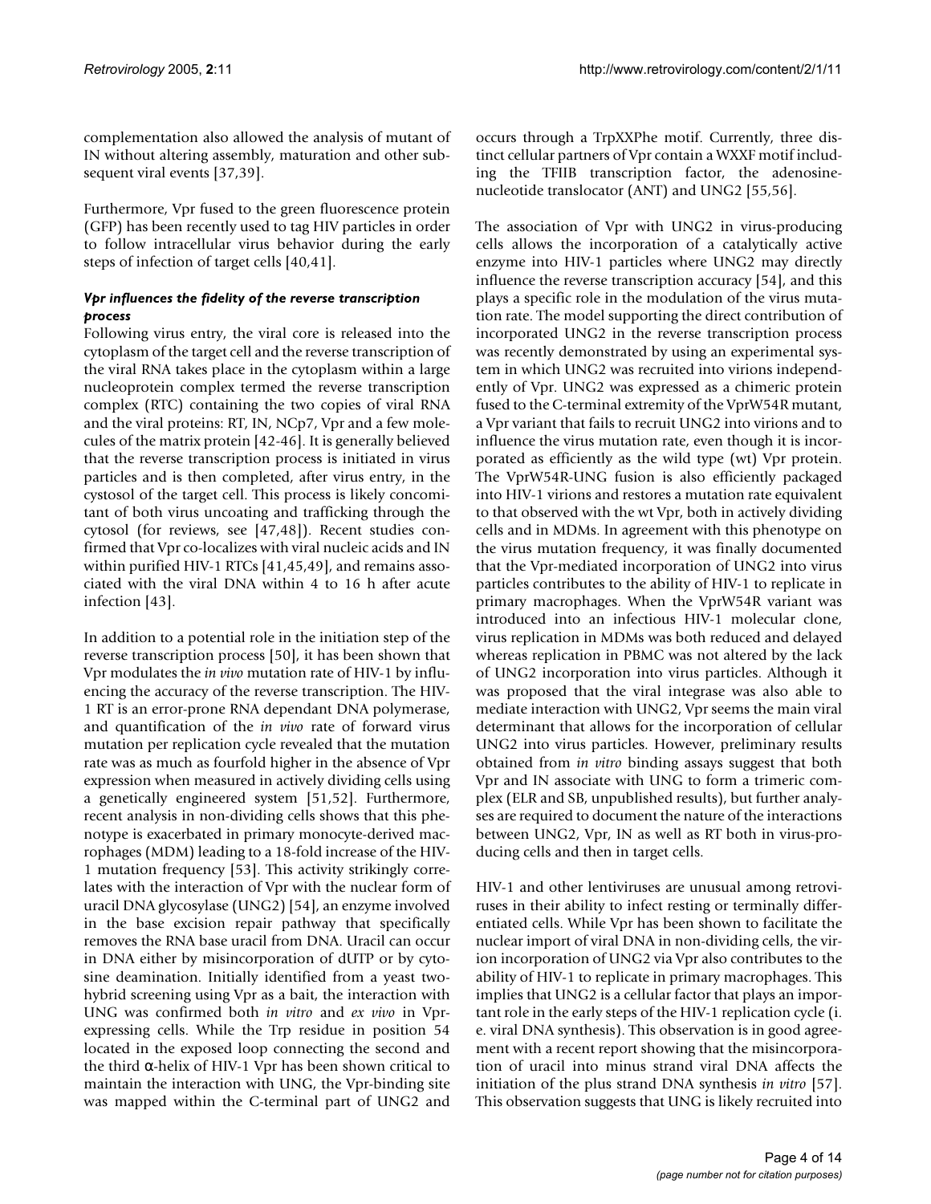complementation also allowed the analysis of mutant of IN without altering assembly, maturation and other subsequent viral events [37,39].

Furthermore, Vpr fused to the green fluorescence protein (GFP) has been recently used to tag HIV particles in order to follow intracellular virus behavior during the early steps of infection of target cells [40,41].

### *Vpr influences the fidelity of the reverse transcription process*

Following virus entry, the viral core is released into the cytoplasm of the target cell and the reverse transcription of the viral RNA takes place in the cytoplasm within a large nucleoprotein complex termed the reverse transcription complex (RTC) containing the two copies of viral RNA and the viral proteins: RT, IN, NCp7, Vpr and a few molecules of the matrix protein [42-46]. It is generally believed that the reverse transcription process is initiated in virus particles and is then completed, after virus entry, in the cystosol of the target cell. This process is likely concomitant of both virus uncoating and trafficking through the cytosol (for reviews, see [47,48]). Recent studies confirmed that Vpr co-localizes with viral nucleic acids and IN within purified HIV-1 RTCs [41,45,49], and remains associated with the viral DNA within 4 to 16 h after acute infection [43].

In addition to a potential role in the initiation step of the reverse transcription process [50], it has been shown that Vpr modulates the *in vivo* mutation rate of HIV-1 by influencing the accuracy of the reverse transcription. The HIV-1 RT is an error-prone RNA dependant DNA polymerase, and quantification of the *in vivo* rate of forward virus mutation per replication cycle revealed that the mutation rate was as much as fourfold higher in the absence of Vpr expression when measured in actively dividing cells using a genetically engineered system [51,52]. Furthermore, recent analysis in non-dividing cells shows that this phenotype is exacerbated in primary monocyte-derived macrophages (MDM) leading to a 18-fold increase of the HIV-1 mutation frequency [53]. This activity strikingly correlates with the interaction of Vpr with the nuclear form of uracil DNA glycosylase (UNG2) [54], an enzyme involved in the base excision repair pathway that specifically removes the RNA base uracil from DNA. Uracil can occur in DNA either by misincorporation of dUTP or by cytosine deamination. Initially identified from a yeast two-hybrid screening using Vpr as a bait, the interaction with UNG was confirmed both *in vitro* and *ex vivo* in Vpr-expressing cells. While the Trp residue in position 54 located in the exposed loop connecting the second and the third α-helix of HIV-1 Vpr has been shown critical to maintain the interaction with UNG, the Vpr-binding site was mapped within the C-terminal part of UNG2 and occurs through a TrpXXPhe motif. Currently, three distinct cellular partners of Vpr contain a WXXF motif including the TFIIB transcription factor, the adenosine-nucleotide translocator (ANT) and UNG2 [55,56].

The association of Vpr with UNG2 in virus-producing cells allows the incorporation of a catalytically active enzyme into HIV-1 particles where UNG2 may directly influence the reverse transcription accuracy [54], and this plays a specific role in the modulation of the virus mutation rate. The model supporting the direct contribution of incorporated UNG2 in the reverse transcription process was recently demonstrated by using an experimental system in which UNG2 was recruited into virions independently of Vpr. UNG2 was expressed as a chimeric protein fused to the C-terminal extremity of the VprW54R mutant, a Vpr variant that fails to recruit UNG2 into virions and to influence the virus mutation rate, even though it is incorporated as efficiently as the wild type (wt) Vpr protein. The VprW54R-UNG fusion is also efficiently packaged into HIV-1 virions and restores a mutation rate equivalent to that observed with the wt Vpr, both in actively dividing cells and in MDMs. In agreement with this phenotype on the virus mutation frequency, it was finally documented that the Vpr-mediated incorporation of UNG2 into virus particles contributes to the ability of HIV-1 to replicate in primary macrophages. When the VprW54R variant was introduced into an infectious HIV-1 molecular clone, virus replication in MDMs was both reduced and delayed whereas replication in PBMC was not altered by the lack of UNG2 incorporation into virus particles. Although it was proposed that the viral integrase was also able to mediate interaction with UNG2, Vpr seems the main viral determinant that allows for the incorporation of cellular UNG2 into virus particles. However, preliminary results obtained from *in vitro* binding assays suggest that both Vpr and IN associate with UNG to form a trimeric complex (ELR and SB, unpublished results), but further analyses are required to document the nature of the interactions between UNG2, Vpr, IN as well as RT both in virus-producing cells and then in target cells.

HIV-1 and other lentiviruses are unusual among retroviruses in their ability to infect resting or terminally differentiated cells. While Vpr has been shown to facilitate the nuclear import of viral DNA in non-dividing cells, the virion incorporation of UNG2 via Vpr also contributes to the ability of HIV-1 to replicate in primary macrophages. This implies that UNG2 is a cellular factor that plays an important role in the early steps of the HIV-1 replication cycle (i.e. viral DNA synthesis). This observation is in good agreement with a recent report showing that the misincorporation of uracil into minus strand viral DNA affects the initiation of the plus strand DNA synthesis *in vitro* [57]. This observation suggests that UNG is likely recruited into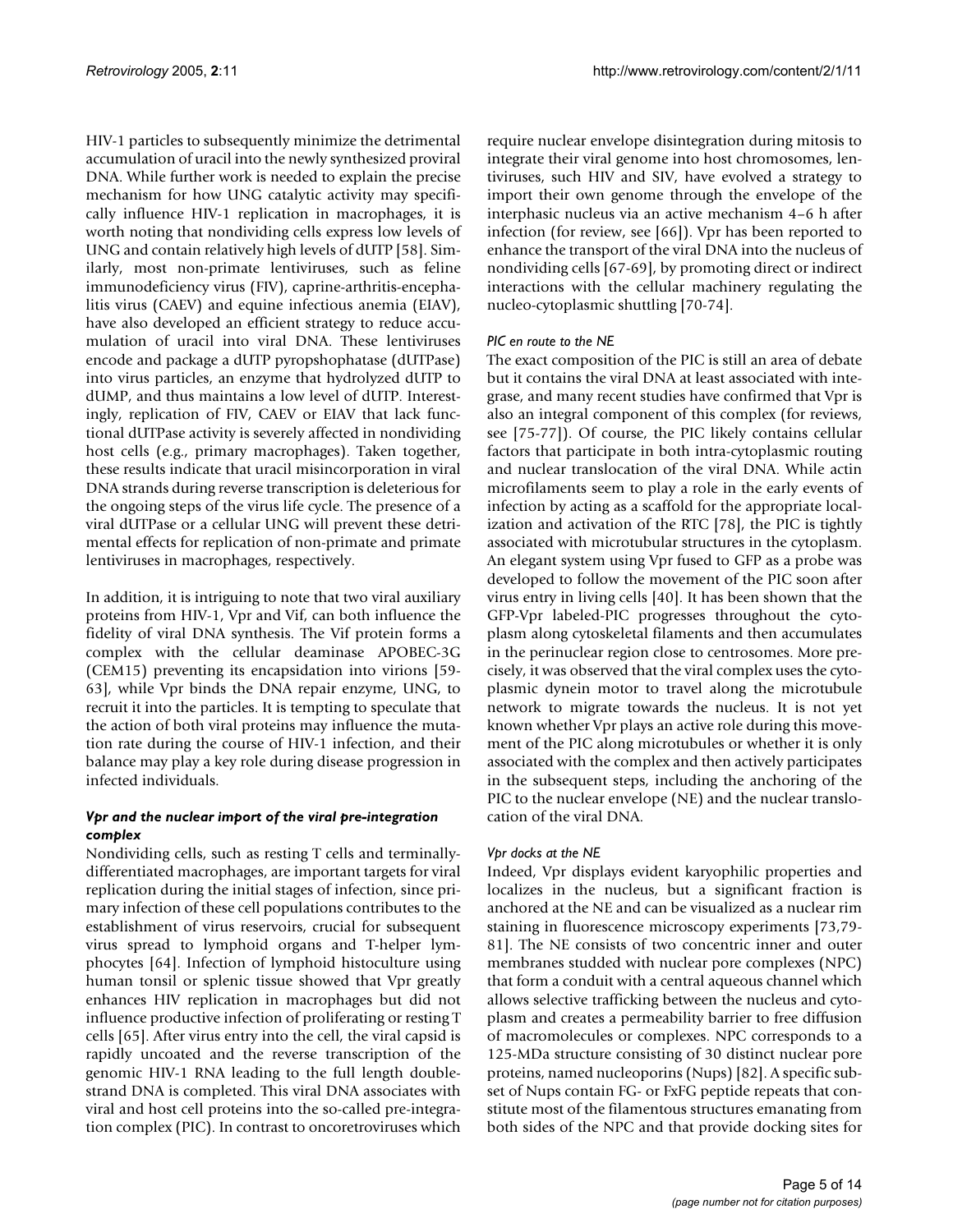HIV-1 particles to subsequently minimize the detrimental accumulation of uracil into the newly synthesized proviral DNA. While further work is needed to explain the precise mechanism for how UNG catalytic activity may specifically influence HIV-1 replication in macrophages, it is worth noting that nondividing cells express low levels of UNG and contain relatively high levels of dUTP [58]. Similarly, most non-primate lentiviruses, such as feline immunodeficiency virus (FIV), caprine-arthritis-encephalitis virus (CAEV) and equine infectious anemia (EIAV), have also developed an efficient strategy to reduce accumulation of uracil into viral DNA. These lentiviruses encode and package a dUTP pyropshophatase (dUTPase) into virus particles, an enzyme that hydrolyzed dUTP to dUMP, and thus maintains a low level of dUTP. Interestingly, replication of FIV, CAEV or EIAV that lack functional dUTPase activity is severely affected in nondividing host cells (e.g., primary macrophages). Taken together, these results indicate that uracil misincorporation in viral DNA strands during reverse transcription is deleterious for the ongoing steps of the virus life cycle. The presence of a viral dUTPase or a cellular UNG will prevent these detrimental effects for replication of non-primate and primate lentiviruses in macrophages, respectively.

In addition, it is intriguing to note that two viral auxiliary proteins from HIV-1, Vpr and Vif, can both influence the fidelity of viral DNA synthesis. The Vif protein forms a complex with the cellular deaminase APOBEC-3G (CEM15) preventing its encapsidation into virions [59-63], while Vpr binds the DNA repair enzyme, UNG, to recruit it into the particles. It is tempting to speculate that the action of both viral proteins may influence the mutation rate during the course of HIV-1 infection, and their balance may play a key role during disease progression in infected individuals.

### *Vpr and the nuclear import of the viral pre-integration complex*

Nondividing cells, such as resting T cells and terminally-differentiated macrophages, are important targets for viral replication during the initial stages of infection, since primary infection of these cell populations contributes to the establishment of virus reservoirs, crucial for subsequent virus spread to lymphoid organs and T-helper lymphocytes [64]. Infection of lymphoid histoculture using human tonsil or splenic tissue showed that Vpr greatly enhances HIV replication in macrophages but did not influence productive infection of proliferating or resting T cells [65]. After virus entry into the cell, the viral capsid is rapidly uncoated and the reverse transcription of the genomic HIV-1 RNA leading to the full length double-strand DNA is completed. This viral DNA associates with viral and host cell proteins into the so-called pre-integration complex (PIC). In contrast to oncoretroviruses which require nuclear envelope disintegration during mitosis to integrate their viral genome into host chromosomes, lentiviruses, such HIV and SIV, have evolved a strategy to import their own genome through the envelope of the interphasic nucleus via an active mechanism 4–6 h after infection (for review, see [66]). Vpr has been reported to enhance the transport of the viral DNA into the nucleus of nondividing cells [67-69], by promoting direct or indirect interactions with the cellular machinery regulating the nucleo-cytoplasmic shuttling [70-74].

#### *PIC en route to the NE*

The exact composition of the PIC is still an area of debate but it contains the viral DNA at least associated with integrase, and many recent studies have confirmed that Vpr is also an integral component of this complex (for reviews, see [75-77]). Of course, the PIC likely contains cellular factors that participate in both intra-cytoplasmic routing and nuclear translocation of the viral DNA. While actin microfilaments seem to play a role in the early events of infection by acting as a scaffold for the appropriate localization and activation of the RTC [78], the PIC is tightly associated with microtubular structures in the cytoplasm. An elegant system using Vpr fused to GFP as a probe was developed to follow the movement of the PIC soon after virus entry in living cells [40]. It has been shown that the GFP-Vpr labeled-PIC progresses throughout the cytoplasm along cytoskeletal filaments and then accumulates in the perinuclear region close to centrosomes. More precisely, it was observed that the viral complex uses the cytoplasmic dynein motor to travel along the microtubule network to migrate towards the nucleus. It is not yet known whether Vpr plays an active role during this movement of the PIC along microtubules or whether it is only associated with the complex and then actively participates in the subsequent steps, including the anchoring of the PIC to the nuclear envelope (NE) and the nuclear translocation of the viral DNA.

#### *Vpr docks at the NE*

Indeed, Vpr displays evident karyophilic properties and localizes in the nucleus, but a significant fraction is anchored at the NE and can be visualized as a nuclear rim staining in fluorescence microscopy experiments [73,79-81]. The NE consists of two concentric inner and outer membranes studded with nuclear pore complexes (NPC) that form a conduit with a central aqueous channel which allows selective trafficking between the nucleus and cytoplasm and creates a permeability barrier to free diffusion of macromolecules or complexes. NPC corresponds to a 125-MDa structure consisting of 30 distinct nuclear pore proteins, named nucleoporins (Nups) [82]. A specific subset of Nups contain FG- or FxFG peptide repeats that constitute most of the filamentous structures emanating from both sides of the NPC and that provide docking sites for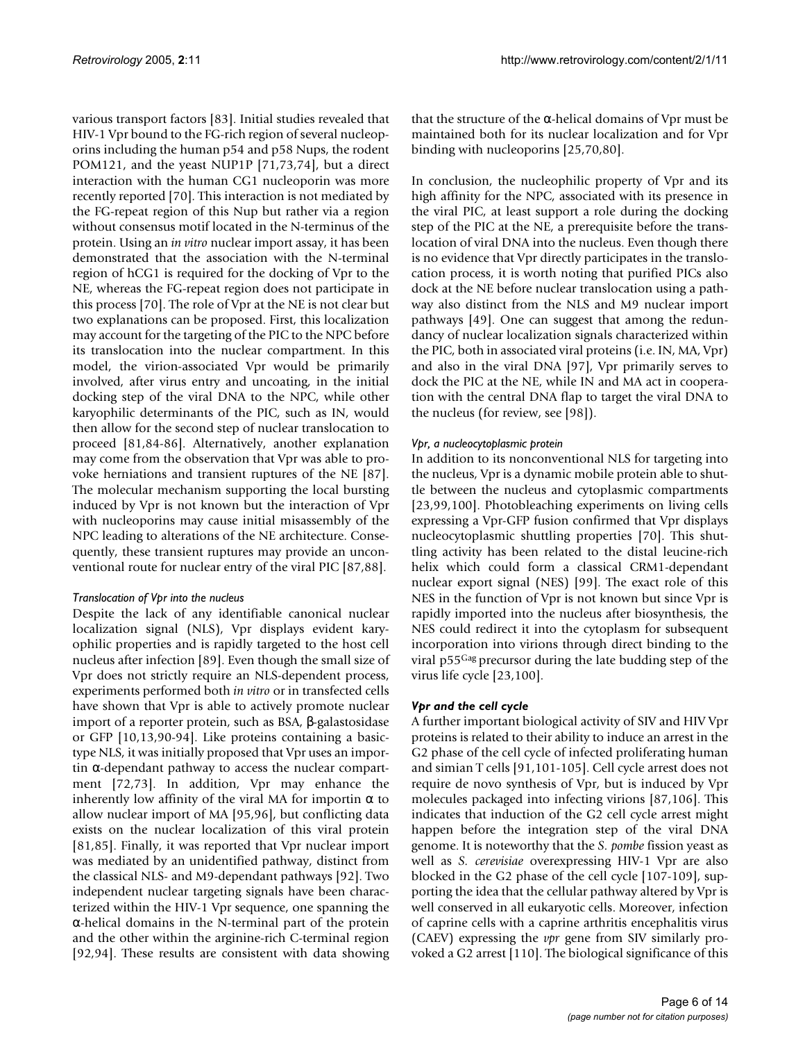various transport factors [83]. Initial studies revealed that HIV-1 Vpr bound to the FG-rich region of several nucleoporins including the human p54 and p58 Nups, the rodent POM121, and the yeast NUP1P [71,73,74], but a direct interaction with the human CG1 nucleoporin was more recently reported [70]. This interaction is not mediated by the FG-repeat region of this Nup but rather via a region without consensus motif located in the N-terminus of the protein. Using an *in vitro* nuclear import assay, it has been demonstrated that the association with the N-terminal region of hCG1 is required for the docking of Vpr to the NE, whereas the FG-repeat region does not participate in this process [70]. The role of Vpr at the NE is not clear but two explanations can be proposed. First, this localization may account for the targeting of the PIC to the NPC before its translocation into the nuclear compartment. In this model, the virion-associated Vpr would be primarily involved, after virus entry and uncoating, in the initial docking step of the viral DNA to the NPC, while other karyophilic determinants of the PIC, such as IN, would then allow for the second step of nuclear translocation to proceed [81,84-86]. Alternatively, another explanation may come from the observation that Vpr was able to provoke herniations and transient ruptures of the NE [87]. The molecular mechanism supporting the local bursting induced by Vpr is not known but the interaction of Vpr with nucleoporins may cause initial misassembly of the NPC leading to alterations of the NE architecture. Consequently, these transient ruptures may provide an unconventional route for nuclear entry of the viral PIC [87,88].

#### *Translocation of Vpr into the nucleus*

Despite the lack of any identifiable canonical nuclear localization signal (NLS), Vpr displays evident karyophilic properties and is rapidly targeted to the host cell nucleus after infection [89]. Even though the small size of Vpr does not strictly require an NLS-dependent process, experiments performed both *in vitro* or in transfected cells have shown that Vpr is able to actively promote nuclear import of a reporter protein, such as BSA, β-galastosidase or GFP [10,13,90-94]. Like proteins containing a basic-type NLS, it was initially proposed that Vpr uses an importin α-dependant pathway to access the nuclear compartment [72,73]. In addition, Vpr may enhance the inherently low affinity of the viral MA for importin α to allow nuclear import of MA [95,96], but conflicting data exists on the nuclear localization of this viral protein [81,85]. Finally, it was reported that Vpr nuclear import was mediated by an unidentified pathway, distinct from the classical NLS- and M9-dependant pathways [92]. Two independent nuclear targeting signals have been characterized within the HIV-1 Vpr sequence, one spanning the α-helical domains in the N-terminal part of the protein and the other within the arginine-rich C-terminal region [92,94]. These results are consistent with data showing that the structure of the α-helical domains of Vpr must be maintained both for its nuclear localization and for Vpr binding with nucleoporins [25,70,80].

In conclusion, the nucleophilic property of Vpr and its high affinity for the NPC, associated with its presence in the viral PIC, at least support a role during the docking step of the PIC at the NE, a prerequisite before the translocation of viral DNA into the nucleus. Even though there is no evidence that Vpr directly participates in the translocation process, it is worth noting that purified PICs also dock at the NE before nuclear translocation using a pathway also distinct from the NLS and M9 nuclear import pathways [49]. One can suggest that among the redundancy of nuclear localization signals characterized within the PIC, both in associated viral proteins (i.e. IN, MA, Vpr) and also in the viral DNA [97], Vpr primarily serves to dock the PIC at the NE, while IN and MA act in cooperation with the central DNA flap to target the viral DNA to the nucleus (for review, see [98]).

#### *Vpr, a nucleocytoplasmic protein*

In addition to its nonconventional NLS for targeting into the nucleus, Vpr is a dynamic mobile protein able to shuttle between the nucleus and cytoplasmic compartments [23,99,100]. Photobleaching experiments on living cells expressing a Vpr-GFP fusion confirmed that Vpr displays nucleocytoplasmic shuttling properties [70]. This shuttling activity has been related to the distal leucine-rich helix which could form a classical CRM1-dependant nuclear export signal (NES) [99]. The exact role of this NES in the function of Vpr is not known but since Vpr is rapidly imported into the nucleus after biosynthesis, the NES could redirect it into the cytoplasm for subsequent incorporation into virions through direct binding to the viral $p55^{Gag}$ precursor during the late budding step of the virus life cycle [23,100].

### ***Vpr and the cell cycle***

A further important biological activity of SIV and HIV Vpr proteins is related to their ability to induce an arrest in the G2 phase of the cell cycle of infected proliferating human and simian T cells [91,101-105]. Cell cycle arrest does not require de novo synthesis of Vpr, but is induced by Vpr molecules packaged into infecting virions [87,106]. This indicates that induction of the G2 cell cycle arrest might happen before the integration step of the viral DNA genome. It is noteworthy that the *S. pombe* fission yeast as well as *S. cerevisiae* overexpressing HIV-1 Vpr are also blocked in the G2 phase of the cell cycle [107-109], supporting the idea that the cellular pathway altered by Vpr is well conserved in all eukaryotic cells. Moreover, infection of caprine cells with a caprine arthritis encephalitis virus (CAEV) expressing the *vpr* gene from SIV similarly provoked a G2 arrest [110]. The biological significance of this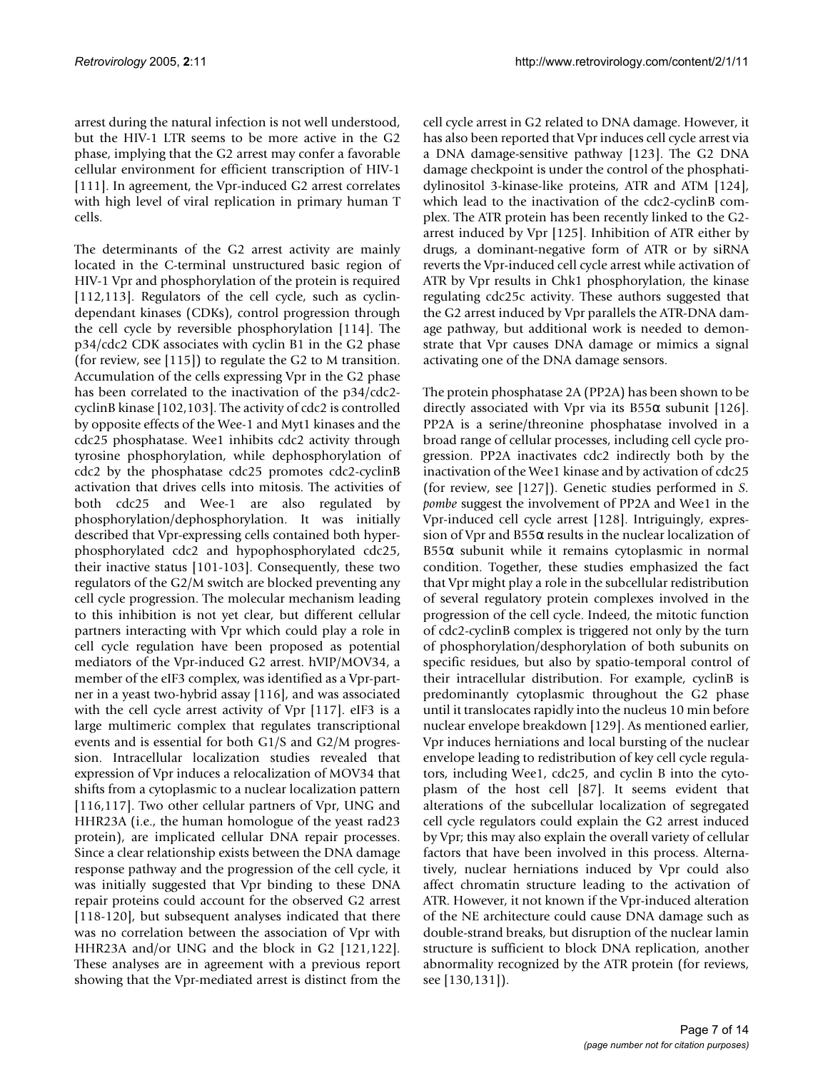arrest during the natural infection is not well understood, but the HIV-1 LTR seems to be more active in the G2 phase, implying that the G2 arrest may confer a favorable cellular environment for efficient transcription of HIV-1 [111]. In agreement, the Vpr-induced G2 arrest correlates with high level of viral replication in primary human T cells.

The determinants of the G2 arrest activity are mainly located in the C-terminal unstructured basic region of HIV-1 Vpr and phosphorylation of the protein is required [112,113]. Regulators of the cell cycle, such as cyclin-dependant kinases (CDKs), control progression through the cell cycle by reversible phosphorylation [114]. The p34/cdc2 CDK associates with cyclin B1 in the G2 phase (for review, see [115]) to regulate the G2 to M transition. Accumulation of the cells expressing Vpr in the G2 phase has been correlated to the inactivation of the p34/cdc2-cyclinB kinase [102,103]. The activity of cdc2 is controlled by opposite effects of the Wee-1 and Myt1 kinases and the cdc25 phosphatase. Wee1 inhibits cdc2 activity through tyrosine phosphorylation, while dephosphorylation of cdc2 by the phosphatase cdc25 promotes cdc2-cyclinB activation that drives cells into mitosis. The activities of both cdc25 and Wee-1 are also regulated by phosphorylation/dephosphorylation. It was initially described that Vpr-expressing cells contained both hyperphosphorylated cdc2 and hypophosphorylated cdc25, their inactive status [101-103]. Consequently, these two regulators of the G2/M switch are blocked preventing any cell cycle progression. The molecular mechanism leading to this inhibition is not yet clear, but different cellular partners interacting with Vpr which could play a role in cell cycle regulation have been proposed as potential mediators of the Vpr-induced G2 arrest. hVIP/MOV34, a member of the eIF3 complex, was identified as a Vpr-partner in a yeast two-hybrid assay [116], and was associated with the cell cycle arrest activity of Vpr [117]. eIF3 is a large multimeric complex that regulates transcriptional events and is essential for both G1/S and G2/M progression. Intracellular localization studies revealed that expression of Vpr induces a relocalization of MOV34 that shifts from a cytoplasmic to a nuclear localization pattern [116,117]. Two other cellular partners of Vpr, UNG and HHR23A (i.e., the human homologue of the yeast rad23 protein), are implicated cellular DNA repair processes. Since a clear relationship exists between the DNA damage response pathway and the progression of the cell cycle, it was initially suggested that Vpr binding to these DNA repair proteins could account for the observed G2 arrest [118-120], but subsequent analyses indicated that there was no correlation between the association of Vpr with HHR23A and/or UNG and the block in G2 [121,122]. These analyses are in agreement with a previous report showing that the Vpr-mediated arrest is distinct from the cell cycle arrest in G2 related to DNA damage. However, it has also been reported that Vpr induces cell cycle arrest via a DNA damage-sensitive pathway [123]. The G2 DNA damage checkpoint is under the control of the phosphatidylinositol 3-kinase-like proteins, ATR and ATM [124], which lead to the inactivation of the cdc2-cyclinB complex. The ATR protein has been recently linked to the G2-arrest induced by Vpr [125]. Inhibition of ATR either by drugs, a dominant-negative form of ATR or by siRNA reverts the Vpr-induced cell cycle arrest while activation of ATR by Vpr results in Chk1 phosphorylation, the kinase regulating cdc25c activity. These authors suggested that the G2 arrest induced by Vpr parallels the ATR-DNA damage pathway, but additional work is needed to demonstrate that Vpr causes DNA damage or mimics a signal activating one of the DNA damage sensors.

The protein phosphatase 2A (PP2A) has been shown to be directly associated with Vpr via its B55α subunit [126]. PP2A is a serine/threonine phosphatase involved in a broad range of cellular processes, including cell cycle progression. PP2A inactivates cdc2 indirectly both by the inactivation of the Wee1 kinase and by activation of cdc25 (for review, see [127]). Genetic studies performed in *S. pombe* suggest the involvement of PP2A and Wee1 in the Vpr-induced cell cycle arrest [128]. Intriguingly, expression of Vpr and B55α results in the nuclear localization of B55α subunit while it remains cytoplasmic in normal condition. Together, these studies emphasized the fact that Vpr might play a role in the subcellular redistribution of several regulatory protein complexes involved in the progression of the cell cycle. Indeed, the mitotic function of cdc2-cyclinB complex is triggered not only by the turn of phosphorylation/desphorylation of both subunits on specific residues, but also by spatio-temporal control of their intracellular distribution. For example, cyclinB is predominantly cytoplasmic throughout the G2 phase until it translocates rapidly into the nucleus 10 min before nuclear envelope breakdown [129]. As mentioned earlier, Vpr induces herniations and local bursting of the nuclear envelope leading to redistribution of key cell cycle regulators, including Wee1, cdc25, and cyclin B into the cytoplasm of the host cell [87]. It seems evident that alterations of the subcellular localization of segregated cell cycle regulators could explain the G2 arrest induced by Vpr; this may also explain the overall variety of cellular factors that have been involved in this process. Alternatively, nuclear herniations induced by Vpr could also affect chromatin structure leading to the activation of ATR. However, it not known if the Vpr-induced alteration of the NE architecture could cause DNA damage such as double-strand breaks, but disruption of the nuclear lamin structure is sufficient to block DNA replication, another abnormality recognized by the ATR protein (for reviews, see [130,131]).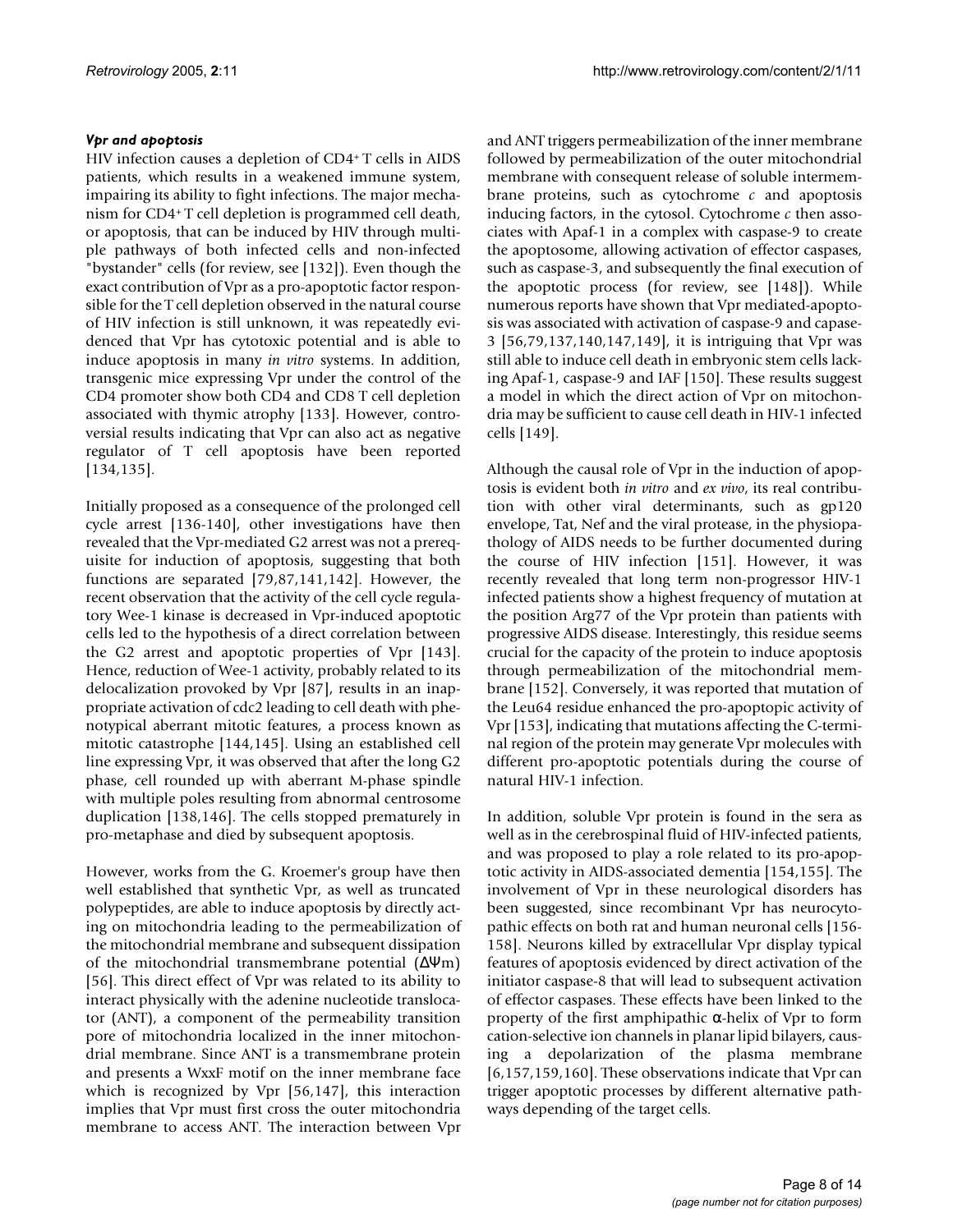### *Vpr and apoptosis*

HIV infection causes a depletion of CD4+ T cells in AIDS patients, which results in a weakened immune system, impairing its ability to fight infections. The major mechanism for CD4+ T cell depletion is programmed cell death, or apoptosis, that can be induced by HIV through multiple pathways of both infected cells and non-infected "bystander" cells (for review, see [132]). Even though the exact contribution of Vpr as a pro-apoptotic factor responsible for the T cell depletion observed in the natural course of HIV infection is still unknown, it was repeatedly evidenced that Vpr has cytotoxic potential and is able to induce apoptosis in many *in vitro* systems. In addition, transgenic mice expressing Vpr under the control of the CD4 promoter show both CD4 and CD8 T cell depletion associated with thymic atrophy [133]. However, controversial results indicating that Vpr can also act as negative regulator of T cell apoptosis have been reported [134,135].

Initially proposed as a consequence of the prolonged cell cycle arrest [136-140], other investigations have then revealed that the Vpr-mediated G2 arrest was not a prerequisite for induction of apoptosis, suggesting that both functions are separated [79,87,141,142]. However, the recent observation that the activity of the cell cycle regulatory Wee-1 kinase is decreased in Vpr-induced apoptotic cells led to the hypothesis of a direct correlation between the G2 arrest and apoptotic properties of Vpr [143]. Hence, reduction of Wee-1 activity, probably related to its delocalization provoked by Vpr [87], results in an inappropriate activation of cdc2 leading to cell death with phenotypical aberrant mitotic features, a process known as mitotic catastrophe [144,145]. Using an established cell line expressing Vpr, it was observed that after the long G2 phase, cell rounded up with aberrant M-phase spindle with multiple poles resulting from abnormal centrosome duplication [138,146]. The cells stopped prematurely in pro-metaphase and died by subsequent apoptosis.

However, works from the G. Kroemer's group have then well established that synthetic Vpr, as well as truncated polypeptides, are able to induce apoptosis by directly acting on mitochondria leading to the permeabilization of the mitochondrial membrane and subsequent dissipation of the mitochondrial transmembrane potential ($\Delta\Psi$m) [56]. This direct effect of Vpr was related to its ability to interact physically with the adenine nucleotide translocator (ANT), a component of the permeability transition pore of mitochondria localized in the inner mitochondrial membrane. Since ANT is a transmembrane protein and presents a WxxF motif on the inner membrane face which is recognized by Vpr [56,147], this interaction implies that Vpr must first cross the outer mitochondria membrane to access ANT. The interaction between Vpr and ANT triggers permeabilization of the inner membrane followed by permeabilization of the outer mitochondrial membrane with consequent release of soluble intermembrane proteins, such as cytochrome *c* and apoptosis inducing factors, in the cytosol. Cytochrome *c* then associates with Apaf-1 in a complex with caspase-9 to create the apoptosome, allowing activation of effector caspases, such as caspase-3, and subsequently the final execution of the apoptotic process (for review, see [148]). While numerous reports have shown that Vpr mediated-apoptosis was associated with activation of caspase-9 and capase-3 [56,79,137,140,147,149], it is intriguing that Vpr was still able to induce cell death in embryonic stem cells lacking Apaf-1, caspase-9 and IAF [150]. These results suggest a model in which the direct action of Vpr on mitochondria may be sufficient to cause cell death in HIV-1 infected cells [149].

Although the causal role of Vpr in the induction of apoptosis is evident both *in vitro* and *ex vivo*, its real contribution with other viral determinants, such as gp120 envelope, Tat, Nef and the viral protease, in the physiopathology of AIDS needs to be further documented during the course of HIV infection [151]. However, it was recently revealed that long term non-progressor HIV-1 infected patients show a highest frequency of mutation at the position Arg77 of the Vpr protein than patients with progressive AIDS disease. Interestingly, this residue seems crucial for the capacity of the protein to induce apoptosis through permeabilization of the mitochondrial membrane [152]. Conversely, it was reported that mutation of the Leu64 residue enhanced the pro-apoptopic activity of Vpr [153], indicating that mutations affecting the C-terminal region of the protein may generate Vpr molecules with different pro-apoptotic potentials during the course of natural HIV-1 infection.

In addition, soluble Vpr protein is found in the sera as well as in the cerebrospinal fluid of HIV-infected patients, and was proposed to play a role related to its pro-apoptotic activity in AIDS-associated dementia [154,155]. The involvement of Vpr in these neurological disorders has been suggested, since recombinant Vpr has neurocytopathic effects on both rat and human neuronal cells [156-158]. Neurons killed by extracellular Vpr display typical features of apoptosis evidenced by direct activation of the initiator caspase-8 that will lead to subsequent activation of effector caspases. These effects have been linked to the property of the first amphipathic $\alpha$-helix of Vpr to form cation-selective ion channels in planar lipid bilayers, causing a depolarization of the plasma membrane [6,157,159,160]. These observations indicate that Vpr can trigger apoptotic processes by different alternative pathways depending of the target cells.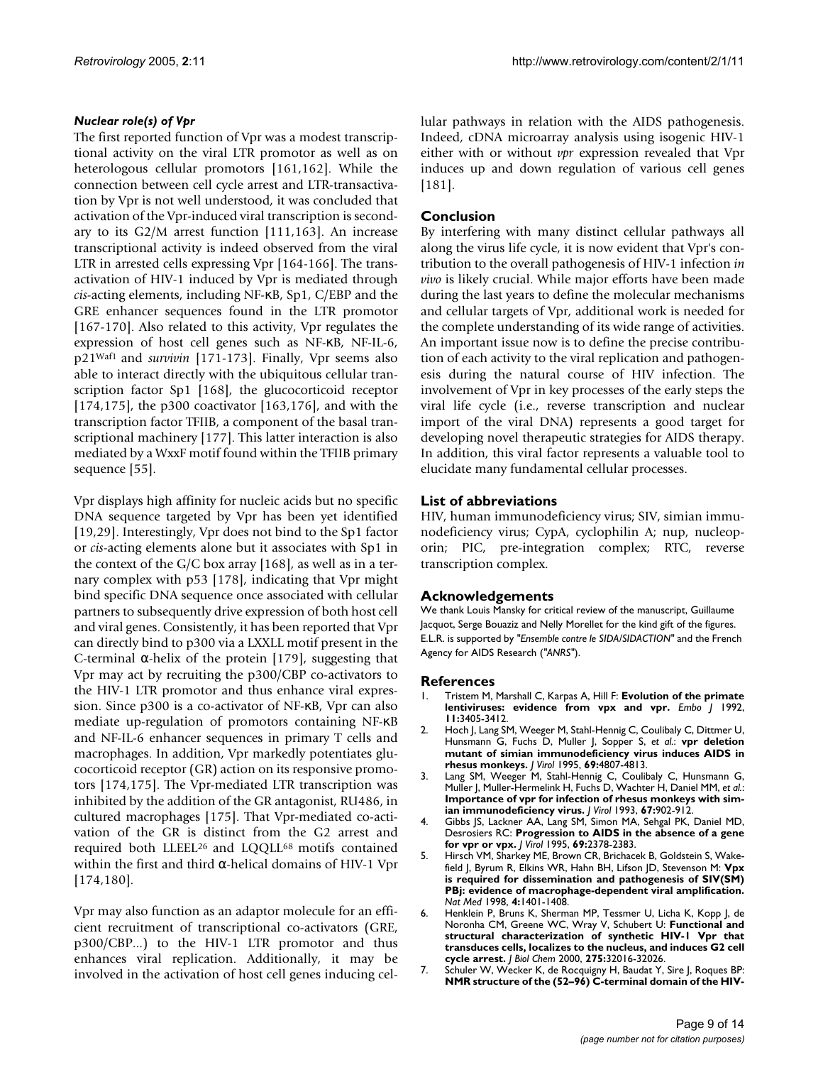### *Nuclear role(s) of Vpr*

The first reported function of Vpr was a modest transcriptional activity on the viral LTR promotor as well as on heterologous cellular promotors [161,162]. While the connection between cell cycle arrest and LTR-transactivation by Vpr is not well understood, it was concluded that activation of the Vpr-induced viral transcription is secondary to its G2/M arrest function [111,163]. An increase transcriptional activity is indeed observed from the viral LTR in arrested cells expressing Vpr [164-166]. The transactivation of HIV-1 induced by Vpr is mediated through *cis*-acting elements, including NF-κB, Sp1, C/EBP and the GRE enhancer sequences found in the LTR promotor [167-170]. Also related to this activity, Vpr regulates the expression of host cell genes such as NF-κB, NF-IL-6, p21[Waf1] and *survivin* [171-173]. Finally, Vpr seems also able to interact directly with the ubiquitous cellular transcription factor Sp1 [168], the glucocorticoid receptor [174,175], the p300 coactivator [163,176], and with the transcription factor TFIIB, a component of the basal transcriptional machinery [177]. This latter interaction is also mediated by a WxxF motif found within the TFIIB primary sequence [55].

Vpr displays high affinity for nucleic acids but no specific DNA sequence targeted by Vpr has been yet identified [19,29]. Interestingly, Vpr does not bind to the Sp1 factor or *cis*-acting elements alone but it associates with Sp1 in the context of the G/C box array [168], as well as in a ternary complex with p53 [178], indicating that Vpr might bind specific DNA sequence once associated with cellular partners to subsequently drive expression of both host cell and viral genes. Consistently, it has been reported that Vpr can directly bind to p300 via a LXXLL motif present in the C-terminal α-helix of the protein [179], suggesting that Vpr may act by recruiting the p300/CBP co-activators to the HIV-1 LTR promotor and thus enhance viral expression. Since p300 is a co-activator of NF-κB, Vpr can also mediate up-regulation of promotors containing NF-κB and NF-IL-6 enhancer sequences in primary T cells and macrophages. In addition, Vpr markedly potentiates glucocorticoid receptor (GR) action on its responsive promotors [174,175]. The Vpr-mediated LTR transcription was inhibited by the addition of the GR antagonist, RU486, in cultured macrophages [175]. That Vpr-mediated co-activation of the GR is distinct from the G2 arrest and required both LLEEL[26] and LQQLL[68] motifs contained within the first and third α-helical domains of HIV-1 Vpr [174,180].

Vpr may also function as an adaptor molecule for an efficient recruitment of transcriptional co-activators (GRE, p300/CBP...) to the HIV-1 LTR promotor and thus enhances viral replication. Additionally, it may be involved in the activation of host cell genes inducing cellular pathways in relation with the AIDS pathogenesis. Indeed, cDNA microarray analysis using isogenic HIV-1 either with or without *vpr* expression revealed that Vpr induces up and down regulation of various cell genes [181].

## Conclusion

By interfering with many distinct cellular pathways all along the virus life cycle, it is now evident that Vpr's contribution to the overall pathogenesis of HIV-1 infection *in vivo* is likely crucial. While major efforts have been made during the last years to define the molecular mechanisms and cellular targets of Vpr, additional work is needed for the complete understanding of its wide range of activities. An important issue now is to define the precise contribution of each activity to the viral replication and pathogenesis during the natural course of HIV infection. The involvement of Vpr in key processes of the early steps the viral life cycle (i.e., reverse transcription and nuclear import of the viral DNA) represents a good target for developing novel therapeutic strategies for AIDS therapy. In addition, this viral factor represents a valuable tool to elucidate many fundamental cellular processes.

## List of abbreviations

HIV, human immunodeficiency virus; SIV, simian immunodeficiency virus; CypA, cyclophilin A; nup, nucleoporin; PIC, pre-integration complex; RTC, reverse transcription complex.

## Acknowledgements

We thank Louis Mansky for critical review of the manuscript, Guillaume Jacquot, Serge Bouaziz and Nelly Morellet for the kind gift of the figures. E.L.R. is supported by "*Ensemble contre le SIDA/SIDACTION*" and the French Agency for AIDS Research ("*ANRS*").

## References

1. Tristem M, Marshall C, Karpas A, Hill F: **Evolution of the primate lentiviruses: evidence from vpx and vpr.** *Embo J* 1992, **11:**3405-3412.
2. Hoch J, Lang SM, Weeger M, Stahl-Hennig C, Coulibaly C, Dittmer U, Hunsmann G, Fuchs D, Muller J, Sopper S, *et al.*: **vpr deletion mutant of simian immunodeficiency virus induces AIDS in rhesus monkeys.** *J Virol* 1995, **69:**4807-4813.
3. Lang SM, Weeger M, Stahl-Hennig C, Coulibaly C, Hunsmann G, Muller J, Muller-Hermelink H, Fuchs D, Wachter H, Daniel MM, *et al.*: **Importance of vpr for infection of rhesus monkeys with simian immunodeficiency virus.** *J Virol* 1993, **67:**902-912.
4. Gibbs JS, Lackner AA, Lang SM, Simon MA, Sehgal PK, Daniel MD, Desrosiers RC: **Progression to AIDS in the absence of a gene for vpr or vpx.** *J Virol* 1995, **69:**2378-2383.
5. Hirsch VM, Sharkey ME, Brown CR, Brichacek B, Goldstein S, Wakefield J, Byrum R, Elkins WR, Hahn BH, Lifson JD, Stevenson M: **Vpx is required for dissemination and pathogenesis of SIV(SM) PBj: evidence of macrophage-dependent viral amplification.** *Nat Med* 1998, **4:**1401-1408.
6. Henklein P, Bruns K, Sherman MP, Tessmer U, Licha K, Kopp J, de Noronha CM, Greene WC, Wray V, Schubert U: **Functional and structural characterization of synthetic HIV-1 Vpr that transduces cells, localizes to the nucleus, and induces G2 cell cycle arrest.** *J Biol Chem* 2000, **275:**32016-32026.
7. Schuler W, Wecker K, de Rocquigny H, Baudat Y, Sire J, Roques BP: **NMR structure of the (52–96) C-terminal domain of the HIV-**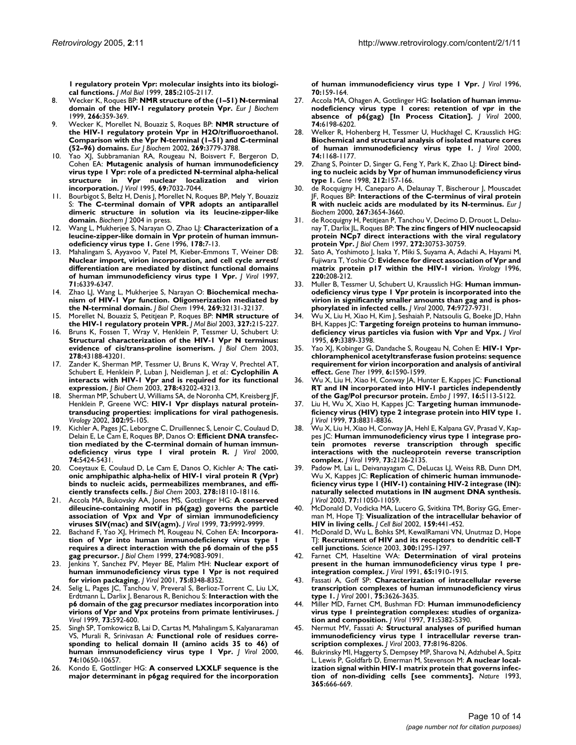1 regulatory protein Vpr: molecular insights into its biological functions. *J Mol Biol* 1999, **285:**2105-2117.

8. Wecker K, Roques BP: **NMR structure of the (1–51) N-terminal domain of the HIV-1 regulatory protein Vpr.** *Eur J Biochem* 1999, **266:**359-369.
9. Wecker K, Morellet N, Bouaziz S, Roques BP: **NMR structure of the HIV-1 regulatory protein Vpr in H2O/trifluoroethanol. Comparison with the Vpr N-terminal (1–51) and C-terminal (52–96) domains.** *Eur J Biochem* 2002, **269:**3779-3788.
10. Yao XJ, Subbramanian RA, Rougeau N, Boisvert F, Bergeron D, Cohen EA: **Mutagenic analysis of human immunodeficiency virus type 1 Vpr: role of a predicted N-terminal alpha-helical structure in Vpr nuclear localization and virion incorporation.** *J Virol* 1995, **69:**7032-7044.
11. Bourbigot S, Beltz H, Denis J, Morellet N, Roques BP, Mely Y, Bouaziz S: **The C-terminal domain of VPR adopts an antiparallel dimeric structure in solution via its leucine-zipper-like domain.** *Biochem J* 2004 in press.
12. Wang L, Mukherjee S, Narayan O, Zhao LJ: **Characterization of a leucine-zipper-like domain in Vpr protein of human immunodeficiency virus type 1.** *Gene* 1996, **178:**7-13.
13. Mahalingam S, Ayyavoo V, Patel M, Kieber-Emmons T, Weiner DB: **Nuclear import, virion incorporation, and cell cycle arrest/differentiation are mediated by distinct functional domains of human immunodeficiency virus type 1 Vpr.** *J Virol* 1997, **71:**6339-6347.
14. Zhao LJ, Wang L, Mukherjee S, Narayan O: **Biochemical mechanism of HIV-1 Vpr function. Oligomerization mediated by the N-terminal domain.** *J Biol Chem* 1994, **269:**32131-32137.
15. Morellet N, Bouaziz S, Petitjean P, Roques BP: **NMR structure of the HIV-1 regulatory protein VPR.** *J Mol Biol* 2003, **327:**215-227.
16. Bruns K, Fossen T, Wray V, Henklein P, Tessmer U, Schubert U: **Structural characterization of the HIV-1 Vpr N terminus: evidence of cis/trans-proline isomerism.** *J Biol Chem* 2003, **278:**43188-43201.
17. Zander K, Sherman MP, Tessmer U, Bruns K, Wray V, Prechtel AT, Schubert E, Henklein P, Luban J, Neidleman J, *et al.*: **Cyclophilin A interacts with HIV-1 Vpr and is required for its functional expression.** *J Biol Chem* 2003, **278:**43202-43213.
18. Sherman MP, Schubert U, Williams SA, de Noronha CM, Kreisberg JF, Henklein P, Greene WC: **HIV-1 Vpr displays natural protein-transducing properties: implications for viral pathogenesis.** *Virology* 2002, **302:**95-105.
19. Kichler A, Pages JC, Leborgne C, Druillennec S, Lenoir C, Coulaud D, Delain E, Le Cam E, Roques BP, Danos O: **Efficient DNA transfection mediated by the C-terminal domain of human immunodeficiency virus type 1 viral protein R.** *J Virol* 2000, **74:**5424-5431.
20. Coeytaux E, Coulaud D, Le Cam E, Danos O, Kichler A: **The cationic amphipathic alpha-helix of HIV-1 viral protein R (Vpr) binds to nucleic acids, permeabilizes membranes, and efficiently transfects cells.** *J Biol Chem* 2003, **278:**18110-18116.
21. Accola MA, Bukovsky AA, Jones MS, Gottlinger HG: **A conserved dileucine-containing motif in p6(gag) governs the particle association of Vpx and Vpr of simian immunodeficiency viruses SIV(mac) and SIV(agm).** *J Virol* 1999, **73:**9992-9999.
22. Bachand F, Yao XJ, Hrimech M, Rougeau N, Cohen EA: **Incorporation of Vpr into human immunodeficiency virus type 1 requires a direct interaction with the p6 domain of the p55 gag precursor.** *J Biol Chem* 1999, **274:**9083-9091.
23. Jenkins Y, Sanchez PV, Meyer BE, Malim MH: **Nuclear export of human immunodeficiency virus type 1 Vpr is not required for virion packaging.** *J Virol* 2001, **75:**8348-8352.
24. Selig L, Pages JC, Tanchou V, Preveral S, Berlioz-Torrent C, Liu LX, Erdtmann L, Darlix J, Benarous R, Benichou S: **Interaction with the p6 domain of the gag precursor mediates incorporation into virions of Vpr and Vpx proteins from primate lentiviruses.** *J Virol* 1999, **73:**592-600.
25. Singh SP, Tomkowicz B, Lai D, Cartas M, Mahalingam S, Kalyanaraman VS, Murali R, Srinivasan A: **Functional role of residues corresponding to helical domain II (amino acids 35 to 46) of human immunodeficiency virus type 1 Vpr.** *J Virol* 2000, **74:**10650-10657.
26. Kondo E, Gottlinger HG: **A conserved LXXLF sequence is the major determinant in p6gag required for the incorporation of human immunodeficiency virus type 1 Vpr.** *J Virol* 1996, **70:**159-164.
27. Accola MA, Ohagen A, Gottlinger HG: **Isolation of human immunodeficiency virus type 1 cores: retention of vpr in the absence of p6(gag) [In Process Citation].** *J Virol* 2000, **74:**6198-6202.
28. Welker R, Hohenberg H, Tessmer U, Huckhagel C, Krausslich HG: **Biochemical and structural analysis of isolated mature cores of human immunodeficiency virus type 1.** *J Virol* 2000, **74:**1168-1177.
29. Zhang S, Pointer D, Singer G, Feng Y, Park K, Zhao LJ: **Direct binding to nucleic acids by Vpr of human immunodeficiency virus type 1.** *Gene* 1998, **212:**157-166.
30. de Rocquigny H, Caneparo A, Delaunay T, Bischerour J, Mouscadet JF, Roques BP: **Interactions of the C-terminus of viral protein R with nucleic acids are modulated by its N-terminus.** *Eur J Biochem* 2000, **267:**3654-3660.
31. de Rocquigny H, Petitjean P, Tanchou V, Decimo D, Drouot L, Delaunay T, Darlix JL, Roques BP: **The zinc fingers of HIV nucleocapsid protein NCp7 direct interactions with the viral regulatory protein Vpr.** *J Biol Chem* 1997, **272:**30753-30759.
32. Sato A, Yoshimoto J, Isaka Y, Miki S, Suyama A, Adachi A, Hayami M, Fujiwara T, Yoshie O: **Evidence for direct association of Vpr and matrix protein p17 within the HIV-1 virion.** *Virology* 1996, **220:**208-212.
33. Muller B, Tessmer U, Schubert U, Krausslich HG: **Human immunodeficiency virus type 1 Vpr protein is incorporated into the virion in significantly smaller amounts than gag and is phosphorylated in infected cells.** *J Virol* 2000, **74:**9727-9731.
34. Wu X, Liu H, Xiao H, Kim J, Seshaiah P, Natsoulis G, Boeke JD, Hahn BH, Kappes JC: **Targeting foreign proteins to human immunodeficiency virus particles via fusion with Vpr and Vpx.** *J Virol* 1995, **69:**3389-3398.
35. Yao XJ, Kobinger G, Dandache S, Rougeau N, Cohen E: **HIV-1 Vpr-chloramphenicol acetyltransferase fusion proteins: sequence requirement for virion incorporation and analysis of antiviral effect.** *Gene Ther* 1999, **6:**1590-1599.
36. Wu X, Liu H, Xiao H, Conway JA, Hunter E, Kappes JC: **Functional RT and IN incorporated into HIV-1 particles independently of the Gag/Pol precursor protein.** *Embo J* 1997, **16:**5113-5122.
37. Liu H, Wu X, Xiao H, Kappes JC: **Targeting human immunodeficiency virus (HIV) type 2 integrase protein into HIV type 1.** *J Virol* 1999, **73:**8831-8836.
38. Wu X, Liu H, Xiao H, Conway JA, Hehl E, Kalpana GV, Prasad V, Kappes JC: **Human immunodeficiency virus type 1 integrase protein promotes reverse transcription through specific interactions with the nucleoprotein reverse transcription complex.** *J Virol* 1999, **73:**2126-2135.
39. Padow M, Lai L, Deivanayagam C, DeLucas LJ, Weiss RB, Dunn DM, Wu X, Kappes JC: **Replication of chimeric human immunodeficiency virus type 1 (HIV-1) containing HIV-2 integrase (IN): naturally selected mutations in IN augment DNA synthesis.** *J Virol* 2003, **77:**11050-11059.
40. McDonald D, Vodicka MA, Lucero G, Svitkina TM, Borisy GG, Emerman M, Hope TJ: **Visualization of the intracellular behavior of HIV in living cells.** *J Cell Biol* 2002, **159:**441-452.
41. McDonald D, Wu L, Bohks SM, KewalRamani VN, Unutmaz D, Hope TJ: **Recruitment of HIV and its receptors to dendritic cell-T cell junctions.** *Science* 2003, **300:**1295-1297.
42. Farnet CM, Haseltine WA: **Determination of viral proteins present in the human immunodeficiency virus type 1 preintegration complex.** *J Virol* 1991, **65:**1910-1915.
43. Fassati A, Goff SP: **Characterization of intracellular reverse transcription complexes of human immunodeficiency virus type 1.** *J Virol* 2001, **75:**3626-3635.
44. Miller MD, Farnet CM, Bushman FD: **Human immunodeficiency virus type 1 preintegration complexes: studies of organization and composition.** *J Virol* 1997, **71:**5382-5390.
45. Nermut MV, Fassati A: **Structural analyses of purified human immunodeficiency virus type 1 intracellular reverse transcription complexes.** *J Virol* 2003, **77:**8196-8206.
46. Bukrinsky MI, Haggerty S, Dempsey MP, Sharova N, Adzhubel A, Spitz L, Lewis P, Goldfarb D, Emerman M, Stevenson M: **A nuclear localization signal within HIV-1 matrix protein that governs infection of non-dividing cells [see comments].** *Nature* 1993, **365:**666-669.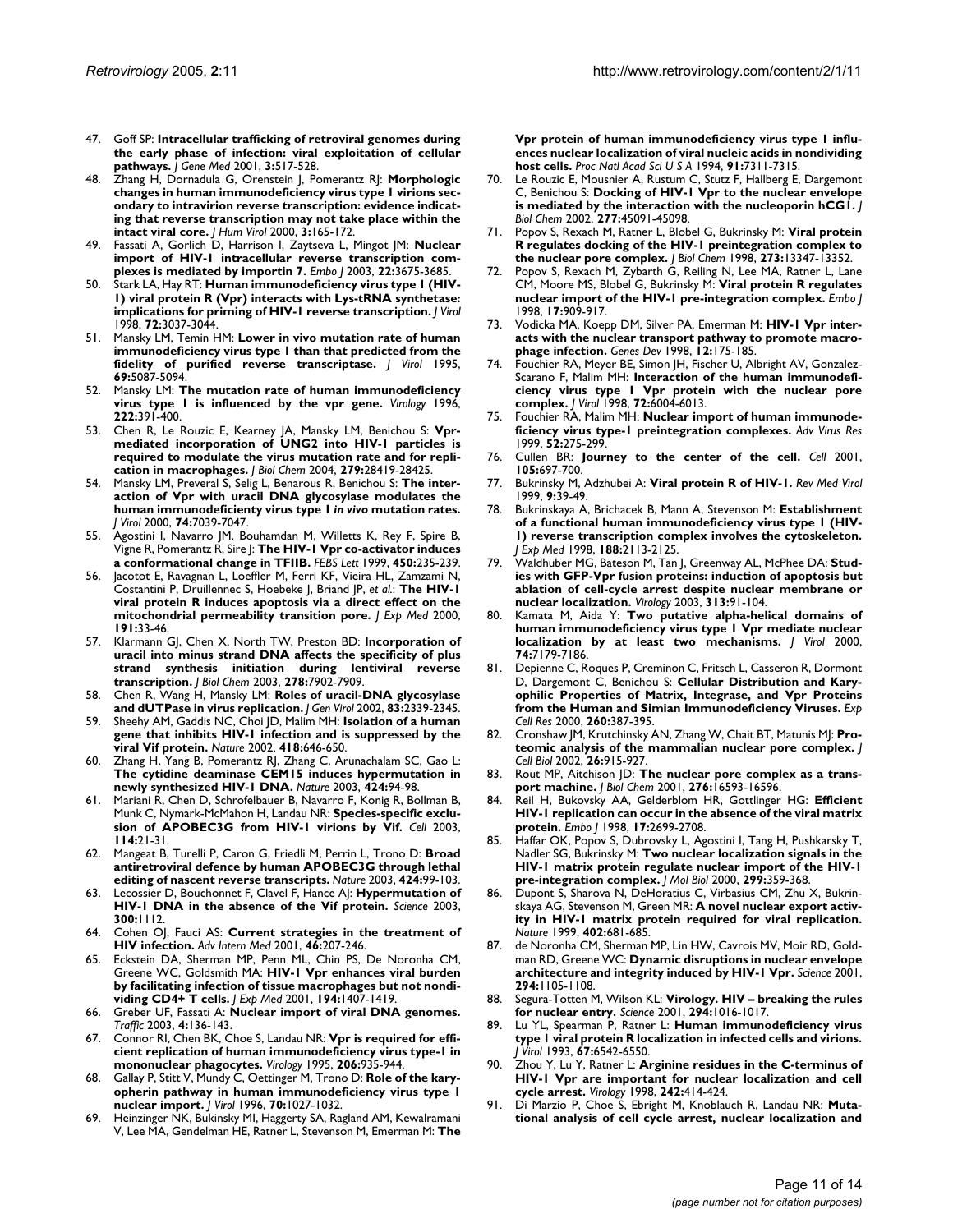47. Goff SP: **Intracellular trafficking of retroviral genomes during the early phase of infection: viral exploitation of cellular pathways.** *J Gene Med* 2001, **3:**517-528.
48. Zhang H, Dornadula G, Orenstein J, Pomerantz RJ: **Morphologic changes in human immunodeficiency virus type 1 virions secondary to intravirion reverse transcription: evidence indicating that reverse transcription may not take place within the intact viral core.** *J Hum Virol* 2000, **3:**165-172.
49. Fassati A, Gorlich D, Harrison I, Zaytseva L, Mingot JM: **Nuclear import of HIV-1 intracellular reverse transcription complexes is mediated by importin 7.** *Embo J* 2003, **22:**3675-3685.
50. Stark LA, Hay RT: **Human immunodeficiency virus type 1 (HIV-1) viral protein R (Vpr) interacts with Lys-tRNA synthetase: implications for priming of HIV-1 reverse transcription.** *J Virol* 1998, **72:**3037-3044.
51. Mansky LM, Temin HM: **Lower in vivo mutation rate of human immunodeficiency virus type 1 than that predicted from the fidelity of purified reverse transcriptase.** *J Virol* 1995, **69:**5087-5094.
52. Mansky LM: **The mutation rate of human immunodeficiency virus type 1 is influenced by the vpr gene.** *Virology* 1996, **222:**391-400.
53. Chen R, Le Rouzic E, Kearney JA, Mansky LM, Benichou S: **Vpr-mediated incorporation of UNG2 into HIV-1 particles is required to modulate the virus mutation rate and for replication in macrophages.** *J Biol Chem* 2004, **279:**28419-28425.
54. Mansky LM, Preveral S, Selig L, Benarous R, Benichou S: **The interaction of Vpr with uracil DNA glycosylase modulates the human immunodeficiency virus type 1 *in vivo* mutation rates.** *J Virol* 2000, **74:**7039-7047.
55. Agostini I, Navarro JM, Bouhamdan M, Willetts K, Rey F, Spire B, Vigne R, Pomerantz R, Sire J: **The HIV-1 Vpr co-activator induces a conformational change in TFIIB.** *FEBS Lett* 1999, **450:**235-239.
56. Jacotot E, Ravagnan L, Loeffler M, Ferri KF, Vieira HL, Zamzami N, Costantini P, Druillennec S, Hoebeke J, Briand JP, *et al.*: **The HIV-1 viral protein R induces apoptosis via a direct effect on the mitochondrial permeability transition pore.** *J Exp Med* 2000, **191:**33-46.
57. Klarmann GJ, Chen X, North TW, Preston BD: **Incorporation of uracil into minus strand DNA affects the specificity of plus strand synthesis initiation during lentiviral reverse transcription.** *J Biol Chem* 2003, **278:**7902-7909.
58. Chen R, Wang H, Mansky LM: **Roles of uracil-DNA glycosylase and dUTPase in virus replication.** *J Gen Virol* 2002, **83:**2339-2345.
59. Sheehy AM, Gaddis NC, Choi JD, Malim MH: **Isolation of a human gene that inhibits HIV-1 infection and is suppressed by the viral Vif protein.** *Nature* 2002, **418:**646-650.
60. Zhang H, Yang B, Pomerantz RJ, Zhang C, Arunachalam SC, Gao L: **The cytidine deaminase CEM15 induces hypermutation in newly synthesized HIV-1 DNA.** *Nature* 2003, **424:**94-98.
61. Mariani R, Chen D, Schrofelbauer B, Navarro F, Konig R, Bollman B, Munk C, Nymark-McMahon H, Landau NR: **Species-specific exclusion of APOBEC3G from HIV-1 virions by Vif.** *Cell* 2003, **114:**21-31.
62. Mangeat B, Turelli P, Caron G, Friedli M, Perrin L, Trono D: **Broad antiretroviral defence by human APOBEC3G through lethal editing of nascent reverse transcripts.** *Nature* 2003, **424:**99-103.
63. Lecossier D, Bouchonnet F, Clavel F, Hance AJ: **Hypermutation of HIV-1 DNA in the absence of the Vif protein.** *Science* 2003, **300:**1112.
64. Cohen OJ, Fauci AS: **Current strategies in the treatment of HIV infection.** *Adv Intern Med* 2001, **46:**207-246.
65. Eckstein DA, Sherman MP, Penn ML, Chin PS, De Noronha CM, Greene WC, Goldsmith MA: **HIV-1 Vpr enhances viral burden by facilitating infection of tissue macrophages but not nondividing CD4+ T cells.** *J Exp Med* 2001, **194:**1407-1419.
66. Greber UF, Fassati A: **Nuclear import of viral DNA genomes.** *Traffic* 2003, **4:**136-143.
67. Connor RI, Chen BK, Choe S, Landau NR: **Vpr is required for efficient replication of human immunodeficiency virus type-1 in mononuclear phagocytes.** *Virology* 1995, **206:**935-944.
68. Gallay P, Stitt V, Mundy C, Oettinger M, Trono D: **Role of the karyopherin pathway in human immunodeficiency virus type 1 nuclear import.** *J Virol* 1996, **70:**1027-1032.
69. Heinzinger NK, Bukinsky MI, Haggerty SA, Ragland AM, Kewalramani V, Lee MA, Gendelman HE, Ratner L, Stevenson M, Emerman M: **The Vpr protein of human immunodeficiency virus type 1 influences nuclear localization of viral nucleic acids in nondividing host cells.** *Proc Natl Acad Sci U S A* 1994, **91:**7311-7315.
70. Le Rouzic E, Mousnier A, Rustum C, Stutz F, Hallberg E, Dargemont C, Benichou S: **Docking of HIV-1 Vpr to the nuclear envelope is mediated by the interaction with the nucleoporin hCG1.** *J Biol Chem* 2002, **277:**45091-45098.
71. Popov S, Rexach M, Ratner L, Blobel G, Bukrinsky M: **Viral protein R regulates docking of the HIV-1 preintegration complex to the nuclear pore complex.** *J Biol Chem* 1998, **273:**13347-13352.
72. Popov S, Rexach M, Zybarth G, Reiling N, Lee MA, Ratner L, Lane CM, Moore MS, Blobel G, Bukrinsky M: **Viral protein R regulates nuclear import of the HIV-1 pre-integration complex.** *Embo J* 1998, **17:**909-917.
73. Vodicka MA, Koepp DM, Silver PA, Emerman M: **HIV-1 Vpr interacts with the nuclear transport pathway to promote macrophage infection.** *Genes Dev* 1998, **12:**175-185.
74. Fouchier RA, Meyer BE, Simon JH, Fischer U, Albright AV, Gonzalez-Scarano F, Malim MH: **Interaction of the human immunodeficiency virus type 1 Vpr protein with the nuclear pore complex.** *J Virol* 1998, **72:**6004-6013.
75. Fouchier RA, Malim MH: **Nuclear import of human immunodeficiency virus type-1 preintegration complexes.** *Adv Virus Res* 1999, **52:**275-299.
76. Cullen BR: **Journey to the center of the cell.** *Cell* 2001, **105:**697-700.
77. Bukrinsky M, Adzhubei A: **Viral protein R of HIV-1.** *Rev Med Virol* 1999, **9:**39-49.
78. Bukrinskaya A, Brichacek B, Mann A, Stevenson M: **Establishment of a functional human immunodeficiency virus type 1 (HIV-1) reverse transcription complex involves the cytoskeleton.** *J Exp Med* 1998, **188:**2113-2125.
79. Waldhuber MG, Bateson M, Tan J, Greenway AL, McPhee DA: **Studies with GFP-Vpr fusion proteins: induction of apoptosis but ablation of cell-cycle arrest despite nuclear membrane or nuclear localization.** *Virology* 2003, **313:**91-104.
80. Kamata M, Aida Y: **Two putative alpha-helical domains of human immunodeficiency virus type 1 Vpr mediate nuclear localization by at least two mechanisms.** *J Virol* 2000, **74:**7179-7186.
81. Depienne C, Roques P, Creminon C, Fritsch L, Casseron R, Dormont D, Dargemont C, Benichou S: **Cellular Distribution and Karyophilic Properties of Matrix, Integrase, and Vpr Proteins from the Human and Simian Immunodeficiency Viruses.** *Exp Cell Res* 2000, **260:**387-395.
82. Cronshaw JM, Krutchinsky AN, Zhang W, Chait BT, Matunis MJ: **Proteomic analysis of the mammalian nuclear pore complex.** *J Cell Biol* 2002, **26:**915-927.
83. Rout MP, Aitchison JD: **The nuclear pore complex as a transport machine.** *J Biol Chem* 2001, **276:**16593-16596.
84. Reil H, Bukovsky AA, Gelderblom HR, Gottlinger HG: **Efficient HIV-1 replication can occur in the absence of the viral matrix protein.** *Embo J* 1998, **17:**2699-2708.
85. Haffar OK, Popov S, Dubrovsky L, Agostini I, Tang H, Pushkarsky T, Nadler SG, Bukrinsky M: **Two nuclear localization signals in the HIV-1 matrix protein regulate nuclear import of the HIV-1 pre-integration complex.** *J Mol Biol* 2000, **299:**359-368.
86. Dupont S, Sharova N, DeHoratius C, Virbasius CM, Zhu X, Bukrinskaya AG, Stevenson M, Green MR: **A novel nuclear export activity in HIV-1 matrix protein required for viral replication.** *Nature* 1999, **402:**681-685.
87. de Noronha CM, Sherman MP, Lin HW, Cavrois MV, Moir RD, Goldman RD, Greene WC: **Dynamic disruptions in nuclear envelope architecture and integrity induced by HIV-1 Vpr.** *Science* 2001, **294:**1105-1108.
88. Segura-Totten M, Wilson KL: **Virology. HIV – breaking the rules for nuclear entry.** *Science* 2001, **294:**1016-1017.
89. Lu YL, Spearman P, Ratner L: **Human immunodeficiency virus type 1 viral protein R localization in infected cells and virions.** *J Virol* 1993, **67:**6542-6550.
90. Zhou Y, Lu Y, Ratner L: **Arginine residues in the C-terminus of HIV-1 Vpr are important for nuclear localization and cell cycle arrest.** *Virology* 1998, **242:**414-424.
91. Di Marzio P, Choe S, Ebright M, Knoblauch R, Landau NR: **Mutational analysis of cell cycle arrest, nuclear localization and**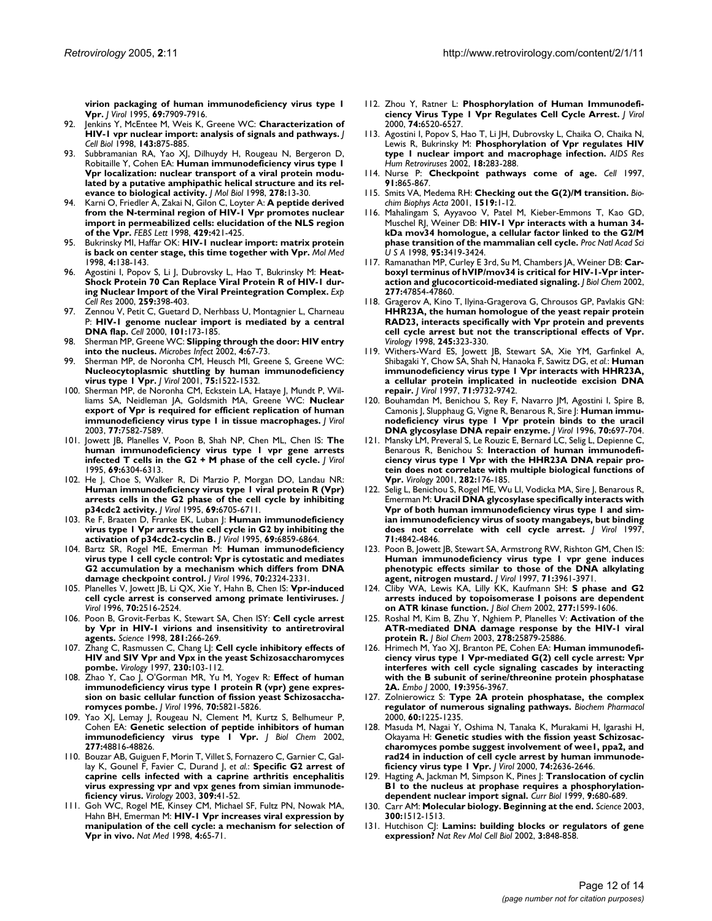**virion packaging of human immunodeficiency virus type 1 Vpr.** *J Virol* 1995, **69:**7909-7916.

92. Jenkins Y, McEntee M, Weis K, Greene WC: **Characterization of HIV-1 vpr nuclear import: analysis of signals and pathways.** *J Cell Biol* 1998, **143:**875-885.
93. Subbramanian RA, Yao XJ, Dilhuydy H, Rougeau N, Bergeron D, Robitaille Y, Cohen EA: **Human immunodeficiency virus type 1 Vpr localization: nuclear transport of a viral protein modulated by a putative amphiphatic helical structure and its relevance to biological activity.** *J Mol Biol* 1998, **278:**13-30.
94. Karni O, Friedler A, Zakai N, Gilon C, Loyter A: **A peptide derived from the N-terminal region of HIV-1 Vpr promotes nuclear import in permeabilized cells: elucidation of the NLS region of the Vpr.** *FEBS Lett* 1998, **429:**421-425.
95. Bukrinsky MI, Haffar OK: **HIV-1 nuclear import: matrix protein is back on center stage, this time together with Vpr.** *Mol Med* 1998, **4:**138-143.
96. Agostini I, Popov S, Li J, Dubrovsky L, Hao T, Bukrinsky M: **Heat-Shock Protein 70 Can Replace Viral Protein R of HIV-1 during Nuclear Import of the Viral Preintegration Complex.** *Exp Cell Res* 2000, **259:**398-403.
97. Zennou V, Petit C, Guetard D, Nerhbass U, Montagnier L, Charneau P: **HIV-1 genome nuclear import is mediated by a central DNA flap.** *Cell* 2000, **101:**173-185.
98. Sherman MP, Greene WC: **Slipping through the door: HIV entry into the nucleus.** *Microbes Infect* 2002, **4:**67-73.
99. Sherman MP, de Noronha CM, Heusch MI, Greene S, Greene WC: **Nucleocytoplasmic shuttling by human immunodeficiency virus type 1 Vpr.** *J Virol* 2001, **75:**1522-1532.
100. Sherman MP, de Noronha CM, Eckstein LA, Hataye J, Mundt P, Williams SA, Neidleman JA, Goldsmith MA, Greene WC: **Nuclear export of Vpr is required for efficient replication of human immunodeficiency virus type 1 in tissue macrophages.** *J Virol* 2003, **77:**7582-7589.
101. Jowett JB, Planelles V, Poon B, Shah NP, Chen ML, Chen IS: **The human immunodeficiency virus type 1 vpr gene arrests infected T cells in the G2 + M phase of the cell cycle.** *J Virol* 1995, **69:**6304-6313.
102. He J, Choe S, Walker R, Di Marzio P, Morgan DO, Landau NR: **Human immunodeficiency virus type 1 viral protein R (Vpr) arrests cells in the G2 phase of the cell cycle by inhibiting p34cdc2 activity.** *J Virol* 1995, **69:**6705-6711.
103. Re F, Braaten D, Franke EK, Luban J: **Human immunodeficiency virus type 1 Vpr arrests the cell cycle in G2 by inhibiting the activation of p34cdc2-cyclin B.** *J Virol* 1995, **69:**6859-6864.
104. Bartz SR, Rogel ME, Emerman M: **Human immunodeficiency virus type 1 cell cycle control: Vpr is cytostatic and mediates G2 accumulation by a mechanism which differs from DNA damage checkpoint control.** *J Virol* 1996, **70:**2324-2331.
105. Planelles V, Jowett JB, Li QX, Xie Y, Hahn B, Chen IS: **Vpr-induced cell cycle arrest is conserved among primate lentiviruses.** *J Virol* 1996, **70:**2516-2524.
106. Poon B, Grovit-Ferbas K, Stewart SA, Chen ISY: **Cell cycle arrest by Vpr in HIV-1 virions and insensitivity to antiretroviral agents.** *Science* 1998, **281:**266-269.
107. Zhang C, Rasmussen C, Chang LJ: **Cell cycle inhibitory effects of HIV and SIV Vpr and Vpx in the yeast Schizosaccharomyces pombe.** *Virology* 1997, **230:**103-112.
108. Zhao Y, Cao J, O'Gorman MR, Yu M, Yogev R: **Effect of human immunodeficiency virus type 1 protein R (vpr) gene expression on basic cellular function of fission yeast Schizosaccharomyces pombe.** *J Virol* 1996, **70:**5821-5826.
109. Yao XJ, Lemay J, Rougeau N, Clement M, Kurtz S, Belhumeur P, Cohen EA: **Genetic selection of peptide inhibitors of human immunodeficiency virus type 1 Vpr.** *J Biol Chem* 2002, **277:**48816-48826.
110. Bouzar AB, Guiguen F, Morin T, Villet S, Fornazero C, Garnier C, Gallay K, Gounel F, Favier C, Durand J, *et al.*: **Specific G2 arrest of caprine cells infected with a caprine arthritis encephalitis virus expressing vpr and vpx genes from simian immunodeficiency virus.** *Virology* 2003, **309:**41-52.
111. Goh WC, Rogel ME, Kinsey CM, Michael SF, Fultz PN, Nowak MA, Hahn BH, Emerman M: **HIV-1 Vpr increases viral expression by manipulation of the cell cycle: a mechanism for selection of Vpr in vivo.** *Nat Med* 1998, **4:**65-71.
112. Zhou Y, Ratner L: **Phosphorylation of Human Immunodeficiency Virus Type 1 Vpr Regulates Cell Cycle Arrest.** *J Virol* 2000, **74:**6520-6527.
113. Agostini I, Popov S, Hao T, Li JH, Dubrovsky L, Chaika O, Chaika N, Lewis R, Bukrinsky M: **Phosphorylation of Vpr regulates HIV type 1 nuclear import and macrophage infection.** *AIDS Res Hum Retroviruses* 2002, **18:**283-288.
114. Nurse P: **Checkpoint pathways come of age.** *Cell* 1997, **91:**865-867.
115. Smits VA, Medema RH: **Checking out the G(2)/M transition.** *Biochim Biophys Acta* 2001, **1519:**1-12.
116. Mahalingam S, Ayyavoo V, Patel M, Kieber-Emmons T, Kao GD, Muschel RJ, Weiner DB: **HIV-1 Vpr interacts with a human 34-kDa mov34 homologue, a cellular factor linked to the G2/M phase transition of the mammalian cell cycle.** *Proc Natl Acad Sci U S A* 1998, **95:**3419-3424.
117. Ramanathan MP, Curley E 3rd, Su M, Chambers JA, Weiner DB: **Carboxyl terminus of hVIP/mov34 is critical for HIV-1-Vpr interaction and glucocorticoid-mediated signaling.** *J Biol Chem* 2002, **277:**47854-47860.
118. Gragerov A, Kino T, Ilyina-Gragerova G, Chrousos GP, Pavlakis GN: **HHR23A, the human homologue of the yeast repair protein RAD23, interacts specifically with Vpr protein and prevents cell cycle arrest but not the transcriptional effects of Vpr.** *Virology* 1998, **245:**323-330.
119. Withers-Ward ES, Jowett JB, Stewart SA, Xie YM, Garfinkel A, Shibagaki Y, Chow SA, Shah N, Hanaoka F, Sawitz DG, *et al.*: **Human immunodeficiency virus type 1 Vpr interacts with HHR23A, a cellular protein implicated in nucleotide excision DNA repair.** *J Virol* 1997, **71:**9732-9742.
120. Bouhamdan M, Benichou S, Rey F, Navarro JM, Agostini I, Spire B, Camonis J, Slupphaug G, Vigne R, Benarous R, Sire J: **Human immunodeficiency virus type 1 Vpr protein binds to the uracil DNA glycosylase DNA repair enzyme.** *J Virol* 1996, **70:**697-704.
121. Mansky LM, Preveral S, Le Rouzic E, Bernard LC, Selig L, Depienne C, Benarous R, Benichou S: **Interaction of human immunodeficiency virus type 1 Vpr with the HHR23A DNA repair protein does not correlate with multiple biological functions of Vpr.** *Virology* 2001, **282:**176-185.
122. Selig L, Benichou S, Rogel ME, Wu LI, Vodicka MA, Sire J, Benarous R, Emerman M: **Uracil DNA glycosylase specifically interacts with Vpr of both human immunodeficiency virus type 1 and simian immunodeficiency virus of sooty mangabeys, but binding does not correlate with cell cycle arrest.** *J Virol* 1997, **71:**4842-4846.
123. Poon B, Jowett JB, Stewart SA, Armstrong RW, Rishton GM, Chen IS: **Human immunodeficiency virus type 1 vpr gene induces phenotypic effects similar to those of the DNA alkylating agent, nitrogen mustard.** *J Virol* 1997, **71:**3961-3971.
124. Cliby WA, Lewis KA, Lilly KK, Kaufmann SH: **S phase and G2 arrests induced by topoisomerase I poisons are dependent on ATR kinase function.** *J Biol Chem* 2002, **277:**1599-1606.
125. Roshal M, Kim B, Zhu Y, Nghiem P, Planelles V: **Activation of the ATR-mediated DNA damage response by the HIV-1 viral protein R.** *J Biol Chem* 2003, **278:**25879-25886.
126. Hrimech M, Yao XJ, Branton PE, Cohen EA: **Human immunodeficiency virus type 1 Vpr-mediated G(2) cell cycle arrest: Vpr interferes with cell cycle signaling cascades by interacting with the B subunit of serine/threonine protein phosphatase 2A.** *Embo J* 2000, **19:**3956-3967.
127. Zolnierowicz S: **Type 2A protein phosphatase, the complex regulator of numerous signaling pathways.** *Biochem Pharmacol* 2000, **60:**1225-1235.
128. Masuda M, Nagai Y, Oshima N, Tanaka K, Murakami H, Igarashi H, Okayama H: **Genetic studies with the fission yeast Schizosaccharomyces pombe suggest involvement of wee1, ppa2, and rad24 in induction of cell cycle arrest by human immunodeficiency virus type 1 Vpr.** *J Virol* 2000, **74:**2636-2646.
129. Hagting A, Jackman M, Simpson K, Pines J: **Translocation of cyclin B1 to the nucleus at prophase requires a phosphorylation-dependent nuclear import signal.** *Curr Biol* 1999, **9:**680-689.
130. Carr AM: **Molecular biology. Beginning at the end.** *Science* 2003, **300:**1512-1513.
131. Hutchison CJ: **Lamins: building blocks or regulators of gene expression?** *Nat Rev Mol Cell Biol* 2002, **3:**848-858.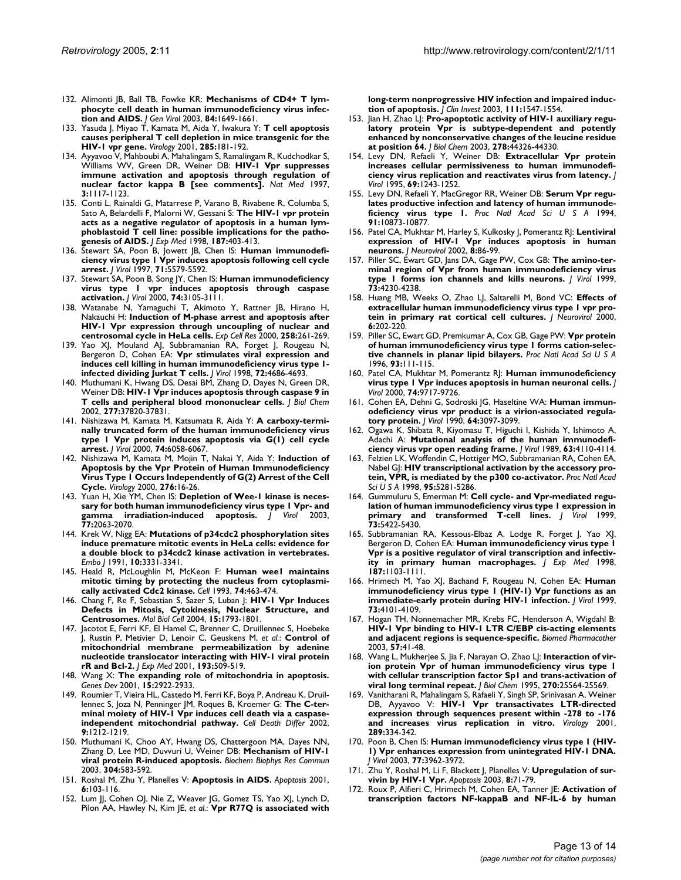132. Alimonti JB, Ball TB, Fowke KR: **Mechanisms of CD4+ T lymphocyte cell death in human immunodeficiency virus infection and AIDS.** *J Gen Virol* 2003, **84:**1649-1661.
133. Yasuda J, Miyao T, Kamata M, Aida Y, Iwakura Y: **T cell apoptosis causes peripheral T cell depletion in mice transgenic for the HIV-1 vpr gene.** *Virology* 2001, **285:**181-192.
134. Ayyavoo V, Mahboubi A, Mahalingam S, Ramalingam R, Kudchodkar S, Williams WV, Green DR, Weiner DB: **HIV-1 Vpr suppresses immune activation and apoptosis through regulation of nuclear factor kappa B [see comments].** *Nat Med* 1997, **3:**1117-1123.
135. Conti L, Rainaldi G, Matarrese P, Varano B, Rivabene R, Columba S, Sato A, Belardelli F, Malorni W, Gessani S: **The HIV-1 vpr protein acts as a negative regulator of apoptosis in a human lymphoblastoid T cell line: possible implications for the pathogenesis of AIDS.** *J Exp Med* 1998, **187:**403-413.
136. Stewart SA, Poon B, Jowett JB, Chen IS: **Human immunodeficiency virus type 1 Vpr induces apoptosis following cell cycle arrest.** *J Virol* 1997, **71:**5579-5592.
137. Stewart SA, Poon B, Song JY, Chen IS: **Human immunodeficiency virus type 1 vpr induces apoptosis through caspase activation.** *J Virol* 2000, **74:**3105-3111.
138. Watanabe N, Yamaguchi T, Akimoto Y, Rattner JB, Hirano H, Nakauchi H: **Induction of M-phase arrest and apoptosis after HIV-1 Vpr expression through uncoupling of nuclear and centrosomal cycle in HeLa cells.** *Exp Cell Res* 2000, **258:**261-269.
139. Yao XJ, Mouland AJ, Subbramanian RA, Forget J, Rougeau N, Bergeron D, Cohen EA: **Vpr stimulates viral expression and induces cell killing in human immunodeficiency virus type 1-infected dividing Jurkat T cells.** *J Virol* 1998, **72:**4686-4693.
140. Muthumani K, Hwang DS, Desai BM, Zhang D, Dayes N, Green DR, Weiner DB: **HIV-1 Vpr induces apoptosis through caspase 9 in T cells and peripheral blood mononuclear cells.** *J Biol Chem* 2002, **277:**37820-37831.
141. Nishizawa M, Kamata M, Katsumata R, Aida Y: **A carboxy-terminally truncated form of the human immunodeficiency virus type 1 Vpr protein induces apoptosis via G(1) cell cycle arrest.** *J Virol* 2000, **74:**6058-6067.
142. Nishizawa M, Kamata M, Mojin T, Nakai Y, Aida Y: **Induction of Apoptosis by the Vpr Protein of Human Immunodeficiency Virus Type 1 Occurs Independently of G(2) Arrest of the Cell Cycle.** *Virology* 2000, **276:**16-26.
143. Yuan H, Xie YM, Chen IS: **Depletion of Wee-1 kinase is necessary for both human immunodeficiency virus type 1 Vpr- and gamma irradiation-induced apoptosis.** *J Virol* 2003, **77:**2063-2070.
144. Krek W, Nigg EA: **Mutations of p34cdc2 phosphorylation sites induce premature mitotic events in HeLa cells: evidence for a double block to p34cdc2 kinase activation in vertebrates.** *Embo J* 1991, **10:**3331-3341.
145. Heald R, McLoughlin M, McKeon F: **Human wee1 maintains mitotic timing by protecting the nucleus from cytoplasmically activated Cdc2 kinase.** *Cell* 1993, **74:**463-474.
146. Chang F, Re F, Sebastian S, Sazer S, Luban J: **HIV-1 Vpr Induces Defects in Mitosis, Cytokinesis, Nuclear Structure, and Centrosomes.** *Mol Biol Cell* 2004, **15:**1793-1801.
147. Jacotot E, Ferri KF, El Hamel C, Brenner C, Druillennec S, Hoebeke J, Rustin P, Metivier D, Lenoir C, Geuskens M, *et al.*: **Control of mitochondrial membrane permeabilization by adenine nucleotide translocator interacting with HIV-1 viral protein rR and Bcl-2.** *J Exp Med* 2001, **193:**509-519.
148. Wang X: **The expanding role of mitochondria in apoptosis.** *Genes Dev* 2001, **15:**2922-2933.
149. Roumier T, Vieira HL, Castedo M, Ferri KF, Boya P, Andreau K, Druillennec S, Joza N, Penninger JM, Roques B, Kroemer G: **The C-terminal moiety of HIV-1 Vpr induces cell death via a caspase-independent mitochondrial pathway.** *Cell Death Differ* 2002, **9:**1212-1219.
150. Muthumani K, Choo AY, Hwang DS, Chattergoon MA, Dayes NN, Zhang D, Lee MD, Duvvuri U, Weiner DB: **Mechanism of HIV-1 viral protein R-induced apoptosis.** *Biochem Biophys Res Commun* 2003, **304:**583-592.
151. Roshal M, Zhu Y, Planelles V: **Apoptosis in AIDS.** *Apoptosis* 2001, **6:**103-116.
152. Lum JJ, Cohen OJ, Nie Z, Weaver JG, Gomez TS, Yao XJ, Lynch D, Pilon AA, Hawley N, Kim JE, *et al.*: **Vpr R77Q is associated with long-term nonprogressive HIV infection and impaired induction of apoptosis.** *J Clin Invest* 2003, **111:**1547-1554.
153. Jian H, Zhao LJ: **Pro-apoptotic activity of HIV-1 auxiliary regulatory protein Vpr is subtype-dependent and potently enhanced by nonconservative changes of the leucine residue at position 64.** *J Biol Chem* 2003, **278:**44326-44330.
154. Levy DN, Refaeli Y, Weiner DB: **Extracellular Vpr protein increases cellular permissiveness to human immunodeficiency virus replication and reactivates virus from latency.** *J Virol* 1995, **69:**1243-1252.
155. Levy DN, Refaeli Y, MacGregor RR, Weiner DB: **Serum Vpr regulates productive infection and latency of human immunodeficiency virus type 1.** *Proc Natl Acad Sci U S A* 1994, **91:**10873-10877.
156. Patel CA, Mukhtar M, Harley S, Kulkosky J, Pomerantz RJ: **Lentiviral expression of HIV-1 Vpr induces apoptosis in human neurons.** *J Neurovirol* 2002, **8:**86-99.
157. Piller SC, Ewart GD, Jans DA, Gage PW, Cox GB: **The amino-terminal region of Vpr from human immunodeficiency virus type 1 forms ion channels and kills neurons.** *J Virol* 1999, **73:**4230-4238.
158. Huang MB, Weeks O, Zhao LJ, Saltarelli M, Bond VC: **Effects of extracellular human immunodeficiency virus type 1 vpr protein in primary rat cortical cell cultures.** *J Neurovirol* 2000, **6:**202-220.
159. Piller SC, Ewart GD, Premkumar A, Cox GB, Gage PW: **Vpr protein of human immunodeficiency virus type 1 forms cation-selective channels in planar lipid bilayers.** *Proc Natl Acad Sci U S A* 1996, **93:**111-115.
160. Patel CA, Mukhtar M, Pomerantz RJ: **Human immunodeficiency virus type 1 Vpr induces apoptosis in human neuronal cells.** *J Virol* 2000, **74:**9717-9726.
161. Cohen EA, Dehni G, Sodroski JG, Haseltine WA: **Human immunodeficiency virus vpr product is a virion-associated regulatory protein.** *J Virol* 1990, **64:**3097-3099.
162. Ogawa K, Shibata R, Kiyomasu T, Higuchi I, Kishida Y, Ishimoto A, Adachi A: **Mutational analysis of the human immunodeficiency virus vpr open reading frame.** *J Virol* 1989, **63:**4110-4114.
163. Felzien LK, Woffendin C, Hottiger MO, Subbramanian RA, Cohen EA, Nabel GJ: **HIV transcriptional activation by the accessory protein, VPR, is mediated by the p300 co-activator.** *Proc Natl Acad Sci U S A* 1998, **95:**5281-5286.
164. Gummuluru S, Emerman M: **Cell cycle- and Vpr-mediated regulation of human immunodeficiency virus type 1 expression in primary and transformed T-cell lines.** *J Virol* 1999, **73:**5422-5430.
165. Subbramanian RA, Kessous-Elbaz A, Lodge R, Forget J, Yao XJ, Bergeron D, Cohen EA: **Human immunodeficiency virus type 1 Vpr is a positive regulator of viral transcription and infectivity in primary human macrophages.** *J Exp Med* 1998, **187:**1103-1111.
166. Hrimech M, Yao XJ, Bachand F, Rougeau N, Cohen EA: **Human immunodeficiency virus type 1 (HIV-1) Vpr functions as an immediate-early protein during HIV-1 infection.** *J Virol* 1999, **73:**4101-4109.
167. Hogan TH, Nonnemacher MR, Krebs FC, Henderson A, Wigdahl B: **HIV-1 Vpr binding to HIV-1 LTR C/EBP cis-acting elements and adjacent regions is sequence-specific.** *Biomed Pharmacother* 2003, **57:**41-48.
168. Wang L, Mukherjee S, Jia F, Narayan O, Zhao LJ: **Interaction of virion protein Vpr of human immunodeficiency virus type 1 with cellular transcription factor Sp1 and trans-activation of viral long terminal repeat.** *J Biol Chem* 1995, **270:**25564-25569.
169. Vanitharani R, Mahalingam S, Rafaeli Y, Singh SP, Srinivasan A, Weiner DB, Ayyavoo V: **HIV-1 Vpr transactivates LTR-directed expression through sequences present within -278 to -176 and increases virus replication in vitro.** *Virology* 2001, **289:**334-342.
170. Poon B, Chen IS: **Human immunodeficiency virus type 1 (HIV-1) Vpr enhances expression from unintegrated HIV-1 DNA.** *J Virol* 2003, **77:**3962-3972.
171. Zhu Y, Roshal M, Li F, Blackett J, Planelles V: **Upregulation of survivin by HIV-1 Vpr.** *Apoptosis* 2003, **8:**71-79.
172. Roux P, Alfieri C, Hrimech M, Cohen EA, Tanner JE: **Activation of transcription factors NF-kappaB and NF-IL-6 by human**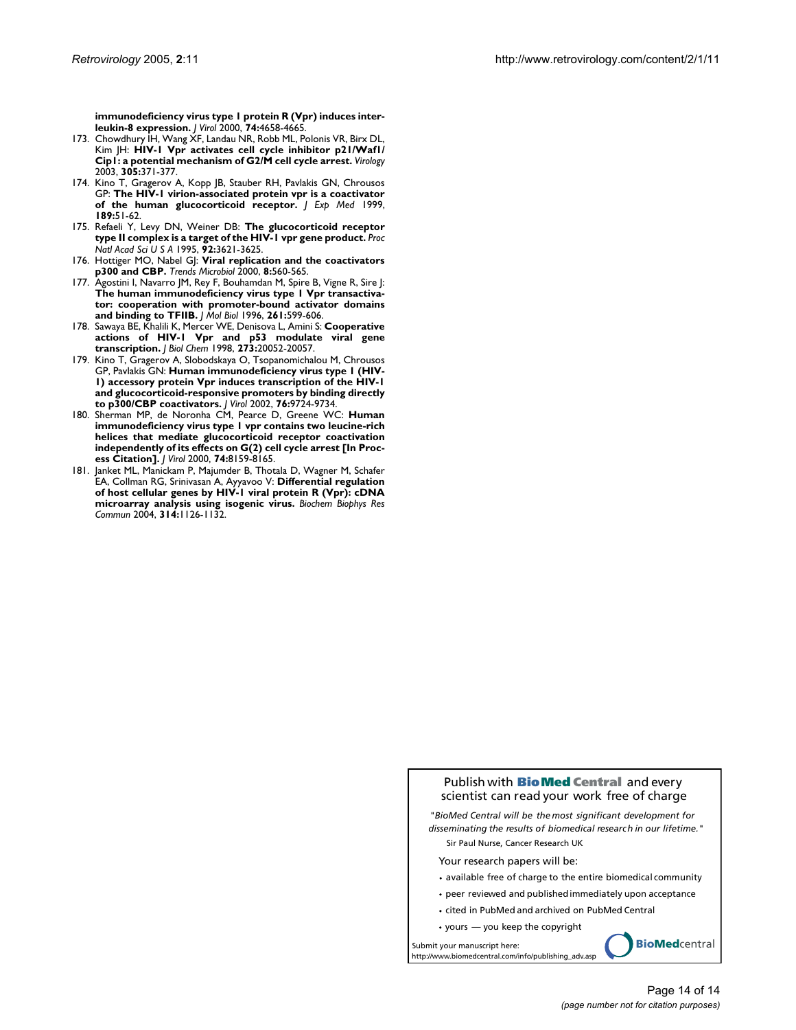**immunodeficiency virus type 1 protein R (Vpr) induces interleukin-8 expression.** *J Virol* 2000, **74:**4658-4665.

173. Chowdhury IH, Wang XF, Landau NR, Robb ML, Polonis VR, Birx DL, Kim JH: **HIV-1 Vpr activates cell cycle inhibitor p21/Waf1/Cip1: a potential mechanism of G2/M cell cycle arrest.** *Virology* 2003, **305:**371-377.
174. Kino T, Gragerov A, Kopp JB, Stauber RH, Pavlakis GN, Chrousos GP: **The HIV-1 virion-associated protein vpr is a coactivator of the human glucocorticoid receptor.** *J Exp Med* 1999, **189:**51-62.
175. Refaeli Y, Levy DN, Weiner DB: **The glucocorticoid receptor type II complex is a target of the HIV-1 vpr gene product.** *Proc Natl Acad Sci U S A* 1995, **92:**3621-3625.
176. Hottiger MO, Nabel GJ: **Viral replication and the coactivators p300 and CBP.** *Trends Microbiol* 2000, **8:**560-565.
177. Agostini I, Navarro JM, Rey F, Bouhamdan M, Spire B, Vigne R, Sire J: **The human immunodeficiency virus type 1 Vpr transactivator: cooperation with promoter-bound activator domains and binding to TFIIB.** *J Mol Biol* 1996, **261:**599-606.
178. Sawaya BE, Khalili K, Mercer WE, Denisova L, Amini S: **Cooperative actions of HIV-1 Vpr and p53 modulate viral gene transcription.** *J Biol Chem* 1998, **273:**20052-20057.
179. Kino T, Gragerov A, Slobodskaya O, Tsopanomichalou M, Chrousos GP, Pavlakis GN: **Human immunodeficiency virus type 1 (HIV-1) accessory protein Vpr induces transcription of the HIV-1 and glucocorticoid-responsive promoters by binding directly to p300/CBP coactivators.** *J Virol* 2002, **76:**9724-9734.
180. Sherman MP, de Noronha CM, Pearce D, Greene WC: **Human immunodeficiency virus type 1 vpr contains two leucine-rich helices that mediate glucocorticoid receptor coactivation independently of its effects on G(2) cell cycle arrest [In Process Citation].** *J Virol* 2000, **74:**8159-8165.
181. Janket ML, Manickam P, Majumder B, Thotala D, Wagner M, Schafer EA, Collman RG, Srinivasan A, Ayyavoo V: **Differential regulation of host cellular genes by HIV-1 viral protein R (Vpr): cDNA microarray analysis using isogenic virus.** *Biochem Biophys Res Commun* 2004, **314:**1126-1132.

Publish with **BioMed Central** and every scientist can read your work free of charge

*"BioMed Central will be the most significant development for disseminating the results of biomedical research in our lifetime."*

Sir Paul Nurse, Cancer Research UK

Your research papers will be:

- available free of charge to the entire biomedical community
- peer reviewed and published immediately upon acceptance
- cited in PubMed and archived on PubMed Central
- yours — you keep the copyright

Submit your manuscript here:
http://www.biomedcentral.com/info/publishing_adv.asp

**BioMed**central